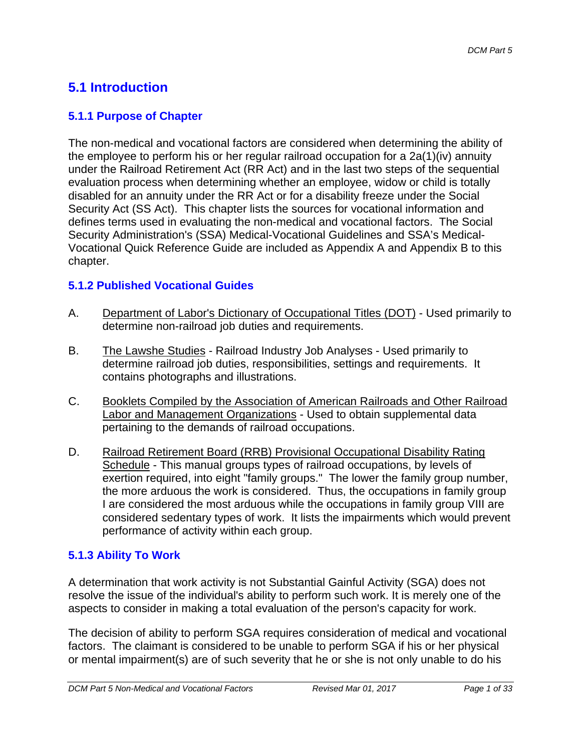## 5.1 Introduction

### 5.1.1 Purpose of Chapter

The non-medical and vocational factors are considered when determining the ability of the employee to perform his or her regular railroad occupation for a 2a(1)(iv) annuity under the Railroad Retirement Act (RR Act) and in the last two steps of the sequential evaluation process when determining whether an employee, widow or child is totally disabled for an annuity under the RR Act or for a disability freeze under the Social Security Act (SS Act). This chapter lists the sources for vocational information and defines terms used in evaluating the non-medical and vocational factors. The Social Security Administration's (SSA) Medical-Vocational Guidelines and SSA's Medical-Vocational Quick Reference Guide are included as Appendix A and Appendix B to this chapter.

### 5.1.2 Published Vocational Guides

A. Department of Labor's Dictionary of Occupational Titles (DOT) - Used primarily to determine non-railroad job duties and requirements.

B. The Lawshe Studies - Railroad Industry Job Analyses - Used primarily to determine railroad job duties, responsibilities, settings and requirements. It contains photographs and illustrations.

C. Booklets Compiled by the Association of American Railroads and Other Railroad Labor and Management Organizations - Used to obtain supplemental data pertaining to the demands of railroad occupations.

D. Railroad Retirement Board (RRB) Provisional Occupational Disability Rating Schedule - This manual groups types of railroad occupations, by levels of exertion required, into eight "family groups." The lower the family group number, the more arduous the work is considered. Thus, the occupations in family group I are considered the most arduous while the occupations in family group VIII are considered sedentary types of work. It lists the impairments which would prevent performance of activity within each group.

### 5.1.3 Ability To Work

A determination that work activity is not Substantial Gainful Activity (SGA) does not resolve the issue of the individual's ability to perform such work. It is merely one of the aspects to consider in making a total evaluation of the person's capacity for work.

The decision of ability to perform SGA requires consideration of medical and vocational factors. The claimant is considered to be unable to perform SGA if his or her physical or mental impairment(s) are of such severity that he or she is not only unable to do his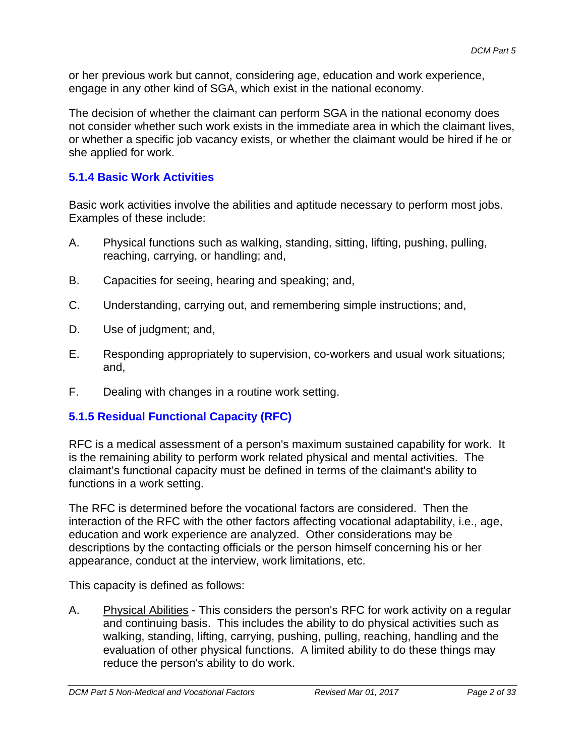or her previous work but cannot, considering age, education and work experience, engage in any other kind of SGA, which exist in the national economy.

The decision of whether the claimant can perform SGA in the national economy does not consider whether such work exists in the immediate area in which the claimant lives, or whether a specific job vacancy exists, or whether the claimant would be hired if he or she applied for work.

### 5.1.4 Basic Work Activities

Basic work activities involve the abilities and aptitude necessary to perform most jobs. Examples of these include:

A. Physical functions such as walking, standing, sitting, lifting, pushing, pulling, reaching, carrying, or handling; and,

B. Capacities for seeing, hearing and speaking; and,

C. Understanding, carrying out, and remembering simple instructions; and,

D. Use of judgment; and,

E. Responding appropriately to supervision, co-workers and usual work situations; and,

F. Dealing with changes in a routine work setting.

### 5.1.5 Residual Functional Capacity (RFC)

RFC is a medical assessment of a person's maximum sustained capability for work. It is the remaining ability to perform work related physical and mental activities. The claimant's functional capacity must be defined in terms of the claimant's ability to functions in a work setting.

The RFC is determined before the vocational factors are considered. Then the interaction of the RFC with the other factors affecting vocational adaptability, i.e., age, education and work experience are analyzed. Other considerations may be descriptions by the contacting officials or the person himself concerning his or her appearance, conduct at the interview, work limitations, etc.

This capacity is defined as follows:

A. Physical Abilities - This considers the person's RFC for work activity on a regular and continuing basis. This includes the ability to do physical activities such as walking, standing, lifting, carrying, pushing, pulling, reaching, handling and the evaluation of other physical functions. A limited ability to do these things may reduce the person's ability to do work.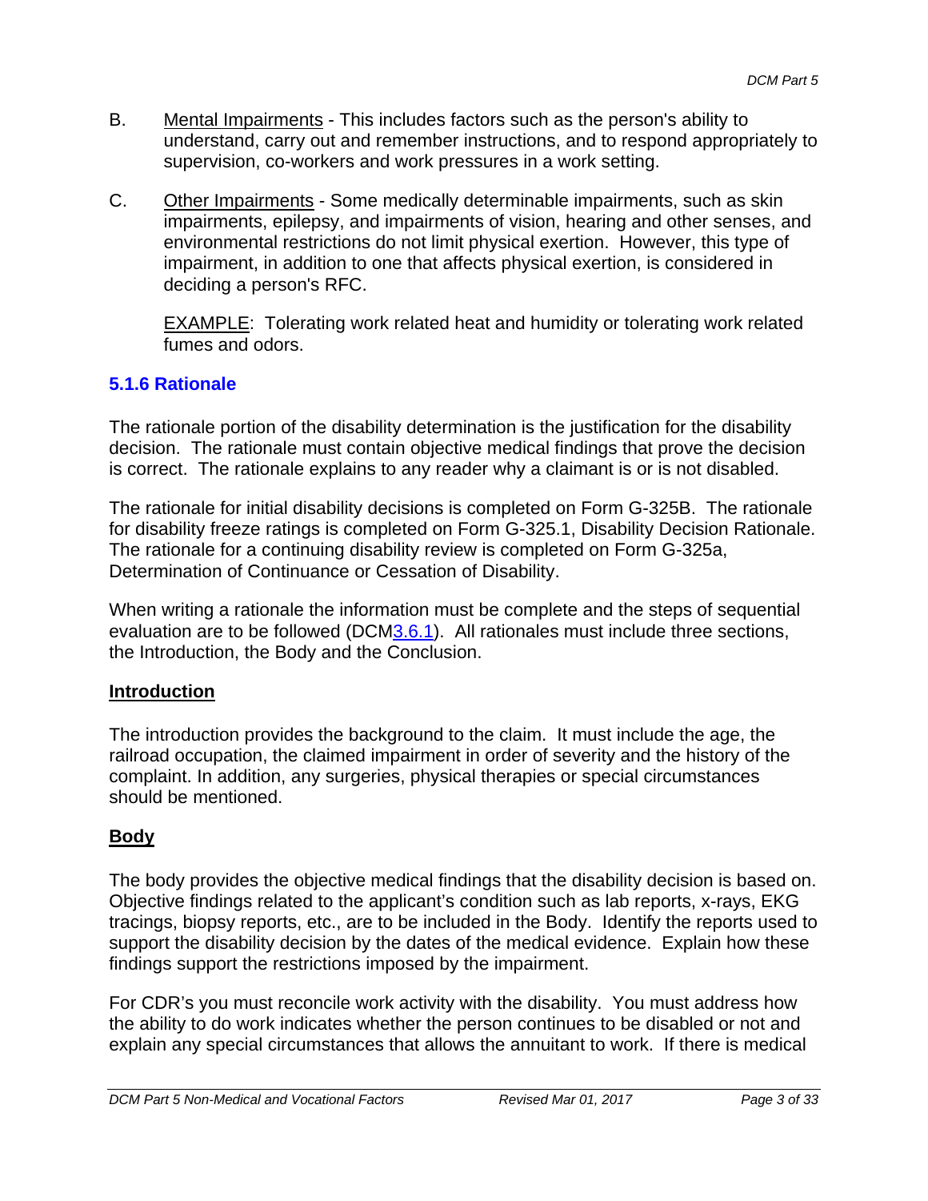B. Mental Impairments - This includes factors such as the person's ability to understand, carry out and remember instructions, and to respond appropriately to supervision, co-workers and work pressures in a work setting.

C. Other Impairments - Some medically determinable impairments, such as skin impairments, epilepsy, and impairments of vision, hearing and other senses, and environmental restrictions do not limit physical exertion. However, this type of impairment, in addition to one that affects physical exertion, is considered in deciding a person's RFC.

EXAMPLE: Tolerating work related heat and humidity or tolerating work related fumes and odors.

### 5.1.6 Rationale

The rationale portion of the disability determination is the justification for the disability decision. The rationale must contain objective medical findings that prove the decision is correct. The rationale explains to any reader why a claimant is or is not disabled.

The rationale for initial disability decisions is completed on Form G-325B. The rationale for disability freeze ratings is completed on Form G-325.1, Disability Decision Rationale. The rationale for a continuing disability review is completed on Form G-325a, Determination of Continuance or Cessation of Disability.

When writing a rationale the information must be complete and the steps of sequential evaluation are to be followed (DCM3.6.1). All rationales must include three sections, the Introduction, the Body and the Conclusion.

**Introduction**

The introduction provides the background to the claim. It must include the age, the railroad occupation, the claimed impairment in order of severity and the history of the complaint. In addition, any surgeries, physical therapies or special circumstances should be mentioned.

**Body**

The body provides the objective medical findings that the disability decision is based on. Objective findings related to the applicant's condition such as lab reports, x-rays, EKG tracings, biopsy reports, etc., are to be included in the Body. Identify the reports used to support the disability decision by the dates of the medical evidence. Explain how these findings support the restrictions imposed by the impairment.

For CDR's you must reconcile work activity with the disability. You must address how the ability to do work indicates whether the person continues to be disabled or not and explain any special circumstances that allows the annuitant to work. If there is medical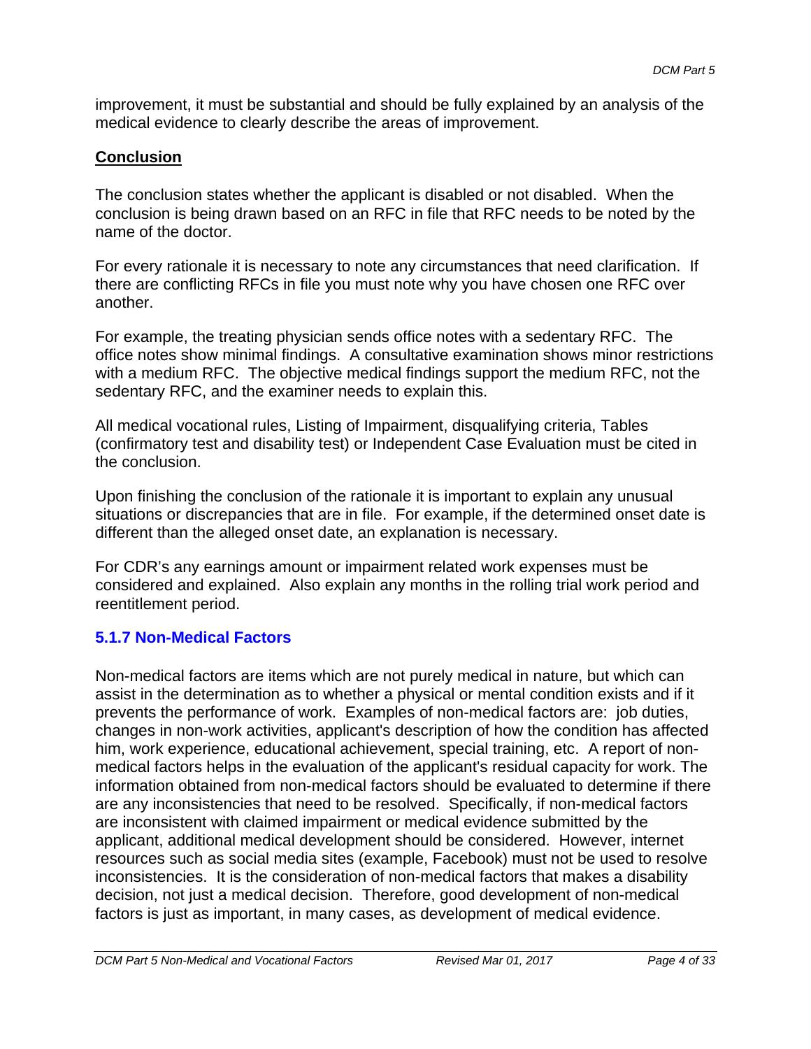improvement, it must be substantial and should be fully explained by an analysis of the medical evidence to clearly describe the areas of improvement.

**Conclusion**

The conclusion states whether the applicant is disabled or not disabled. When the conclusion is being drawn based on an RFC in file that RFC needs to be noted by the name of the doctor.

For every rationale it is necessary to note any circumstances that need clarification. If there are conflicting RFCs in file you must note why you have chosen one RFC over another.

For example, the treating physician sends office notes with a sedentary RFC. The office notes show minimal findings. A consultative examination shows minor restrictions with a medium RFC. The objective medical findings support the medium RFC, not the sedentary RFC, and the examiner needs to explain this.

All medical vocational rules, Listing of Impairment, disqualifying criteria, Tables (confirmatory test and disability test) or Independent Case Evaluation must be cited in the conclusion.

Upon finishing the conclusion of the rationale it is important to explain any unusual situations or discrepancies that are in file. For example, if the determined onset date is different than the alleged onset date, an explanation is necessary.

For CDR's any earnings amount or impairment related work expenses must be considered and explained. Also explain any months in the rolling trial work period and reentitlement period.

### 5.1.7 Non-Medical Factors

Non-medical factors are items which are not purely medical in nature, but which can assist in the determination as to whether a physical or mental condition exists and if it prevents the performance of work. Examples of non-medical factors are: job duties, changes in non-work activities, applicant's description of how the condition has affected him, work experience, educational achievement, special training, etc. A report of non-medical factors helps in the evaluation of the applicant's residual capacity for work. The information obtained from non-medical factors should be evaluated to determine if there are any inconsistencies that need to be resolved. Specifically, if non-medical factors are inconsistent with claimed impairment or medical evidence submitted by the applicant, additional medical development should be considered. However, internet resources such as social media sites (example, Facebook) must not be used to resolve inconsistencies. It is the consideration of non-medical factors that makes a disability decision, not just a medical decision. Therefore, good development of non-medical factors is just as important, in many cases, as development of medical evidence.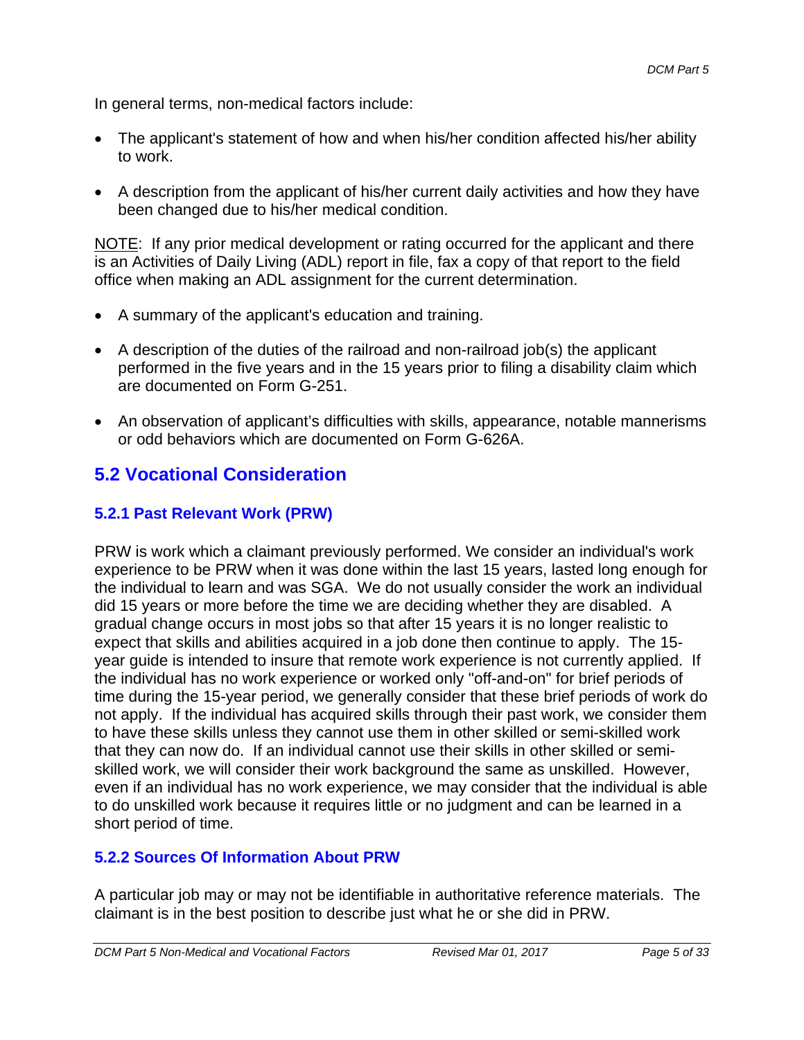In general terms, non-medical factors include:

- The applicant's statement of how and when his/her condition affected his/her ability to work.
- A description from the applicant of his/her current daily activities and how they have been changed due to his/her medical condition.

NOTE: If any prior medical development or rating occurred for the applicant and there is an Activities of Daily Living (ADL) report in file, fax a copy of that report to the field office when making an ADL assignment for the current determination.

- A summary of the applicant's education and training.
- A description of the duties of the railroad and non-railroad job(s) the applicant performed in the five years and in the 15 years prior to filing a disability claim which are documented on Form G-251.
- An observation of applicant's difficulties with skills, appearance, notable mannerisms or odd behaviors which are documented on Form G-626A.

## 5.2 Vocational Consideration

### 5.2.1 Past Relevant Work (PRW)

PRW is work which a claimant previously performed. We consider an individual's work experience to be PRW when it was done within the last 15 years, lasted long enough for the individual to learn and was SGA. We do not usually consider the work an individual did 15 years or more before the time we are deciding whether they are disabled. A gradual change occurs in most jobs so that after 15 years it is no longer realistic to expect that skills and abilities acquired in a job done then continue to apply. The 15-year guide is intended to insure that remote work experience is not currently applied. If the individual has no work experience or worked only "off-and-on" for brief periods of time during the 15-year period, we generally consider that these brief periods of work do not apply. If the individual has acquired skills through their past work, we consider them to have these skills unless they cannot use them in other skilled or semi-skilled work that they can now do. If an individual cannot use their skills in other skilled or semi-skilled work, we will consider their work background the same as unskilled. However, even if an individual has no work experience, we may consider that the individual is able to do unskilled work because it requires little or no judgment and can be learned in a short period of time.

### 5.2.2 Sources Of Information About PRW

A particular job may or may not be identifiable in authoritative reference materials. The claimant is in the best position to describe just what he or she did in PRW.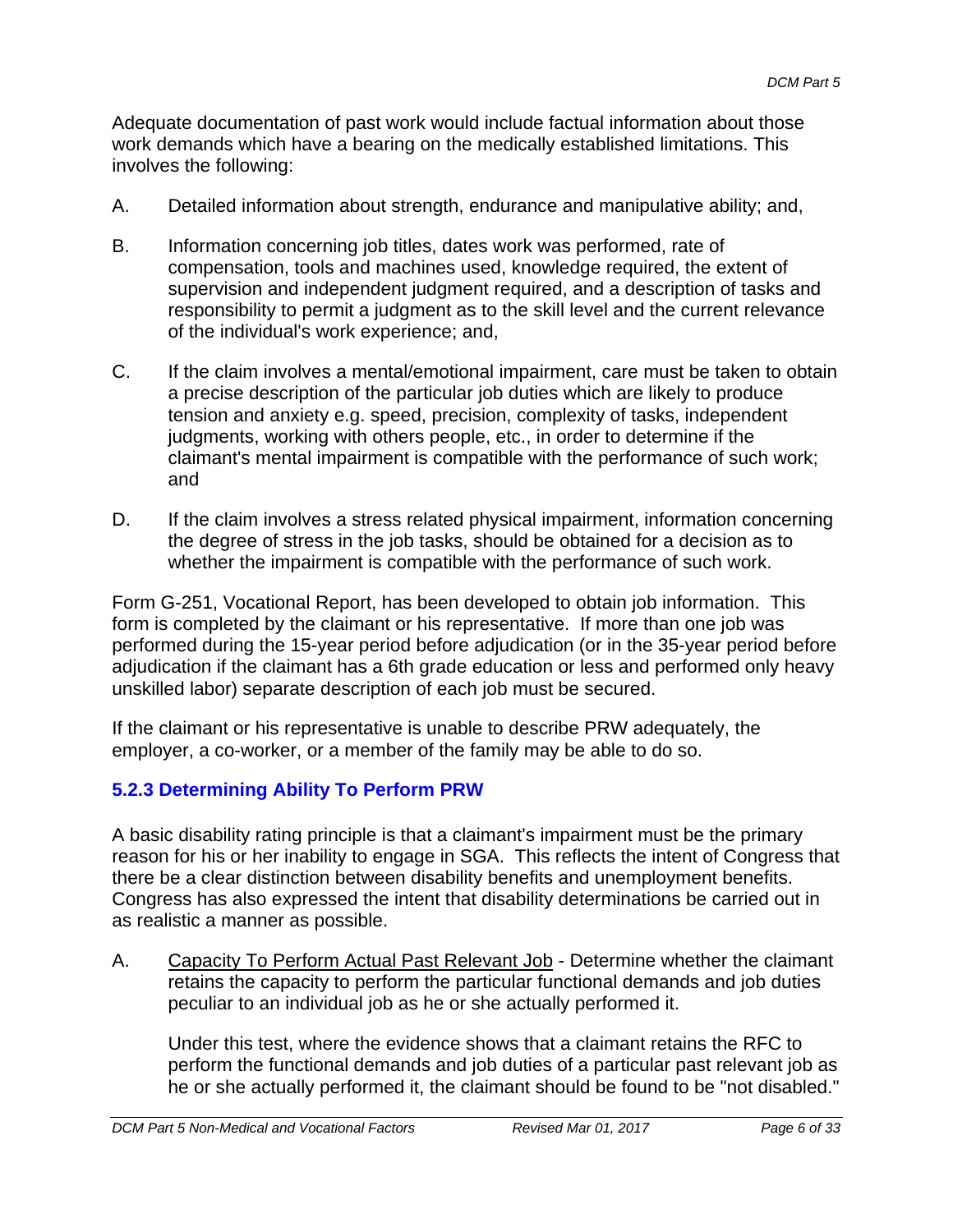Adequate documentation of past work would include factual information about those work demands which have a bearing on the medically established limitations. This involves the following:

A. Detailed information about strength, endurance and manipulative ability; and,

B. Information concerning job titles, dates work was performed, rate of compensation, tools and machines used, knowledge required, the extent of supervision and independent judgment required, and a description of tasks and responsibility to permit a judgment as to the skill level and the current relevance of the individual's work experience; and,

C. If the claim involves a mental/emotional impairment, care must be taken to obtain a precise description of the particular job duties which are likely to produce tension and anxiety e.g. speed, precision, complexity of tasks, independent judgments, working with others people, etc., in order to determine if the claimant's mental impairment is compatible with the performance of such work; and

D. If the claim involves a stress related physical impairment, information concerning the degree of stress in the job tasks, should be obtained for a decision as to whether the impairment is compatible with the performance of such work.

Form G-251, Vocational Report, has been developed to obtain job information. This form is completed by the claimant or his representative. If more than one job was performed during the 15-year period before adjudication (or in the 35-year period before adjudication if the claimant has a 6th grade education or less and performed only heavy unskilled labor) separate description of each job must be secured.

If the claimant or his representative is unable to describe PRW adequately, the employer, a co-worker, or a member of the family may be able to do so.

### 5.2.3 Determining Ability To Perform PRW

A basic disability rating principle is that a claimant's impairment must be the primary reason for his or her inability to engage in SGA. This reflects the intent of Congress that there be a clear distinction between disability benefits and unemployment benefits. Congress has also expressed the intent that disability determinations be carried out in as realistic a manner as possible.

A. <u>Capacity To Perform Actual Past Relevant Job</u> - Determine whether the claimant retains the capacity to perform the particular functional demands and job duties peculiar to an individual job as he or she actually performed it.

   Under this test, where the evidence shows that a claimant retains the RFC to perform the functional demands and job duties of a particular past relevant job as he or she actually performed it, the claimant should be found to be "not disabled."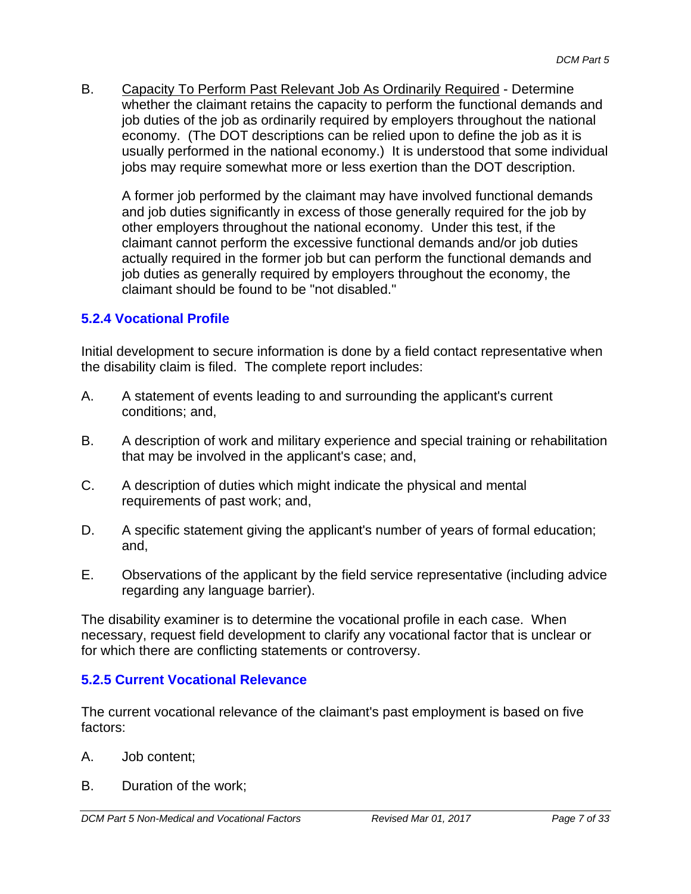B. <u>Capacity To Perform Past Relevant Job As Ordinarily Required</u> - Determine whether the claimant retains the capacity to perform the functional demands and job duties of the job as ordinarily required by employers throughout the national economy. (The DOT descriptions can be relied upon to define the job as it is usually performed in the national economy.) It is understood that some individual jobs may require somewhat more or less exertion than the DOT description.

   A former job performed by the claimant may have involved functional demands and job duties significantly in excess of those generally required for the job by other employers throughout the national economy. Under this test, if the claimant cannot perform the excessive functional demands and/or job duties actually required in the former job but can perform the functional demands and job duties as generally required by employers throughout the economy, the claimant should be found to be "not disabled."

### 5.2.4 Vocational Profile

Initial development to secure information is done by a field contact representative when the disability claim is filed. The complete report includes:

A. A statement of events leading to and surrounding the applicant's current conditions; and,

B. A description of work and military experience and special training or rehabilitation that may be involved in the applicant's case; and,

C. A description of duties which might indicate the physical and mental requirements of past work; and,

D. A specific statement giving the applicant's number of years of formal education; and,

E. Observations of the applicant by the field service representative (including advice regarding any language barrier).

The disability examiner is to determine the vocational profile in each case. When necessary, request field development to clarify any vocational factor that is unclear or for which there are conflicting statements or controversy.

### 5.2.5 Current Vocational Relevance

The current vocational relevance of the claimant's past employment is based on five factors:

A. Job content;

B. Duration of the work;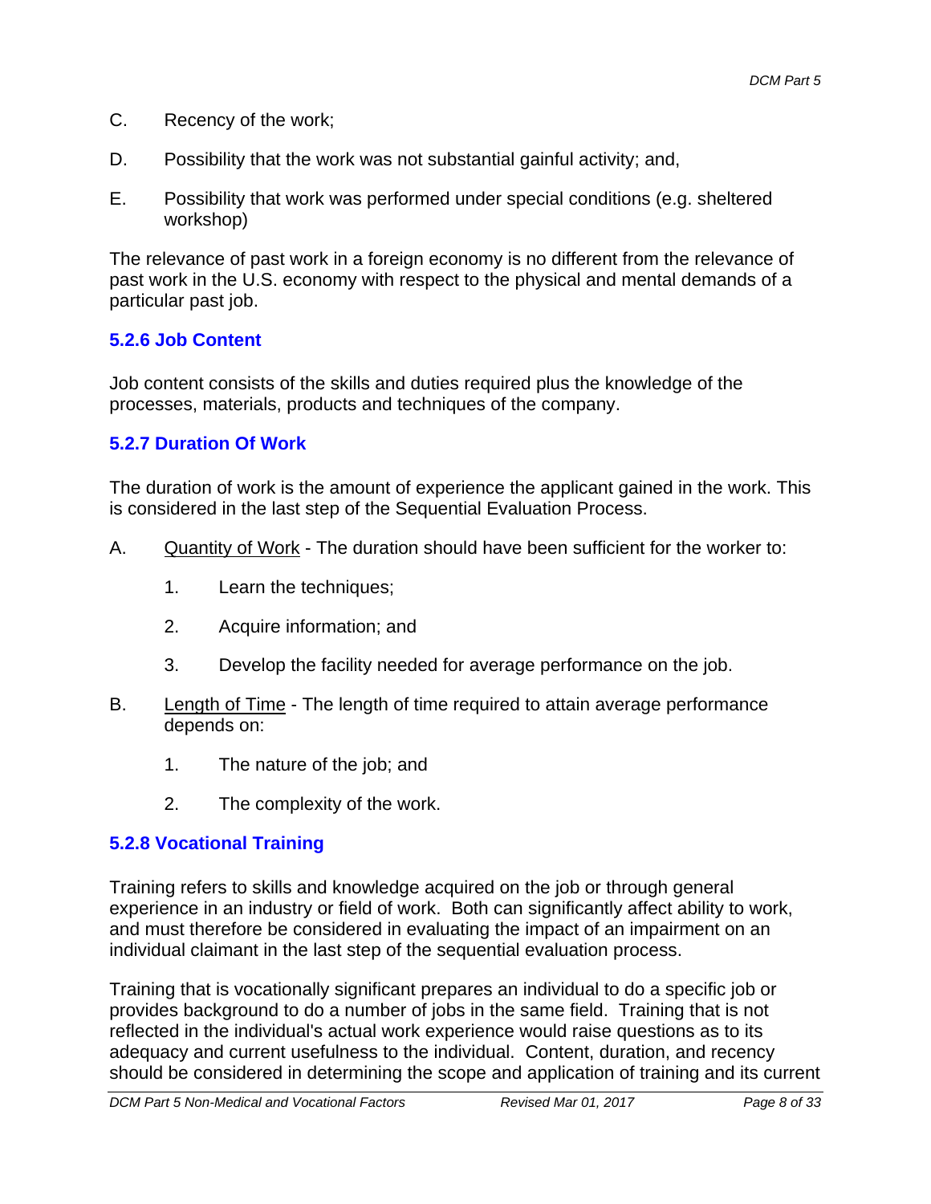C. Recency of the work;

D. Possibility that the work was not substantial gainful activity; and,

E. Possibility that work was performed under special conditions (e.g. sheltered workshop)

The relevance of past work in a foreign economy is no different from the relevance of past work in the U.S. economy with respect to the physical and mental demands of a particular past job.

### 5.2.6 Job Content

Job content consists of the skills and duties required plus the knowledge of the processes, materials, products and techniques of the company.

### 5.2.7 Duration Of Work

The duration of work is the amount of experience the applicant gained in the work. This is considered in the last step of the Sequential Evaluation Process.

A. Quantity of Work - The duration should have been sufficient for the worker to:

   1. Learn the techniques;

   2. Acquire information; and

   3. Develop the facility needed for average performance on the job.

B. Length of Time - The length of time required to attain average performance depends on:

   1. The nature of the job; and

   2. The complexity of the work.

### 5.2.8 Vocational Training

Training refers to skills and knowledge acquired on the job or through general experience in an industry or field of work. Both can significantly affect ability to work, and must therefore be considered in evaluating the impact of an impairment on an individual claimant in the last step of the sequential evaluation process.

Training that is vocationally significant prepares an individual to do a specific job or provides background to do a number of jobs in the same field. Training that is not reflected in the individual's actual work experience would raise questions as to its adequacy and current usefulness to the individual. Content, duration, and recency should be considered in determining the scope and application of training and its current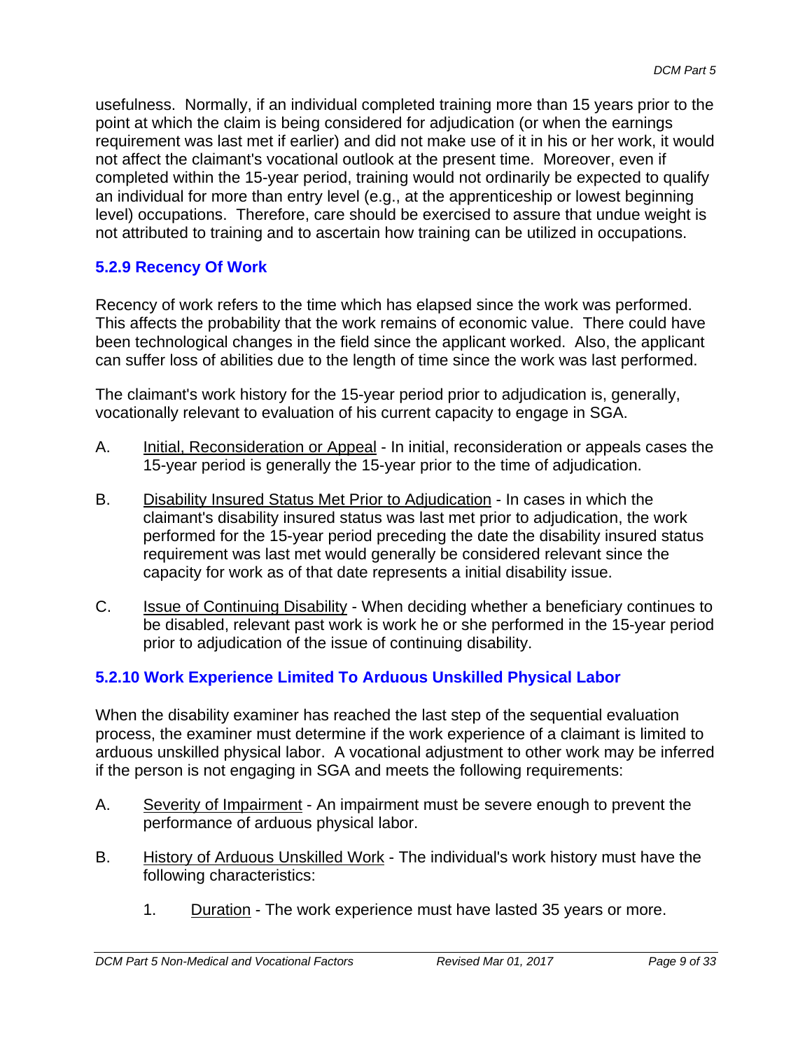usefulness. Normally, if an individual completed training more than 15 years prior to the point at which the claim is being considered for adjudication (or when the earnings requirement was last met if earlier) and did not make use of it in his or her work, it would not affect the claimant's vocational outlook at the present time. Moreover, even if completed within the 15-year period, training would not ordinarily be expected to qualify an individual for more than entry level (e.g., at the apprenticeship or lowest beginning level) occupations. Therefore, care should be exercised to assure that undue weight is not attributed to training and to ascertain how training can be utilized in occupations.

### 5.2.9 Recency Of Work

Recency of work refers to the time which has elapsed since the work was performed. This affects the probability that the work remains of economic value. There could have been technological changes in the field since the applicant worked. Also, the applicant can suffer loss of abilities due to the length of time since the work was last performed.

The claimant's work history for the 15-year period prior to adjudication is, generally, vocationally relevant to evaluation of his current capacity to engage in SGA.

A. Initial, Reconsideration or Appeal - In initial, reconsideration or appeals cases the 15-year period is generally the 15-year prior to the time of adjudication.

B. Disability Insured Status Met Prior to Adjudication - In cases in which the claimant's disability insured status was last met prior to adjudication, the work performed for the 15-year period preceding the date the disability insured status requirement was last met would generally be considered relevant since the capacity for work as of that date represents a initial disability issue.

C. Issue of Continuing Disability - When deciding whether a beneficiary continues to be disabled, relevant past work is work he or she performed in the 15-year period prior to adjudication of the issue of continuing disability.

### 5.2.10 Work Experience Limited To Arduous Unskilled Physical Labor

When the disability examiner has reached the last step of the sequential evaluation process, the examiner must determine if the work experience of a claimant is limited to arduous unskilled physical labor. A vocational adjustment to other work may be inferred if the person is not engaging in SGA and meets the following requirements:

A. Severity of Impairment - An impairment must be severe enough to prevent the performance of arduous physical labor.

B. History of Arduous Unskilled Work - The individual's work history must have the following characteristics:

   1. Duration - The work experience must have lasted 35 years or more.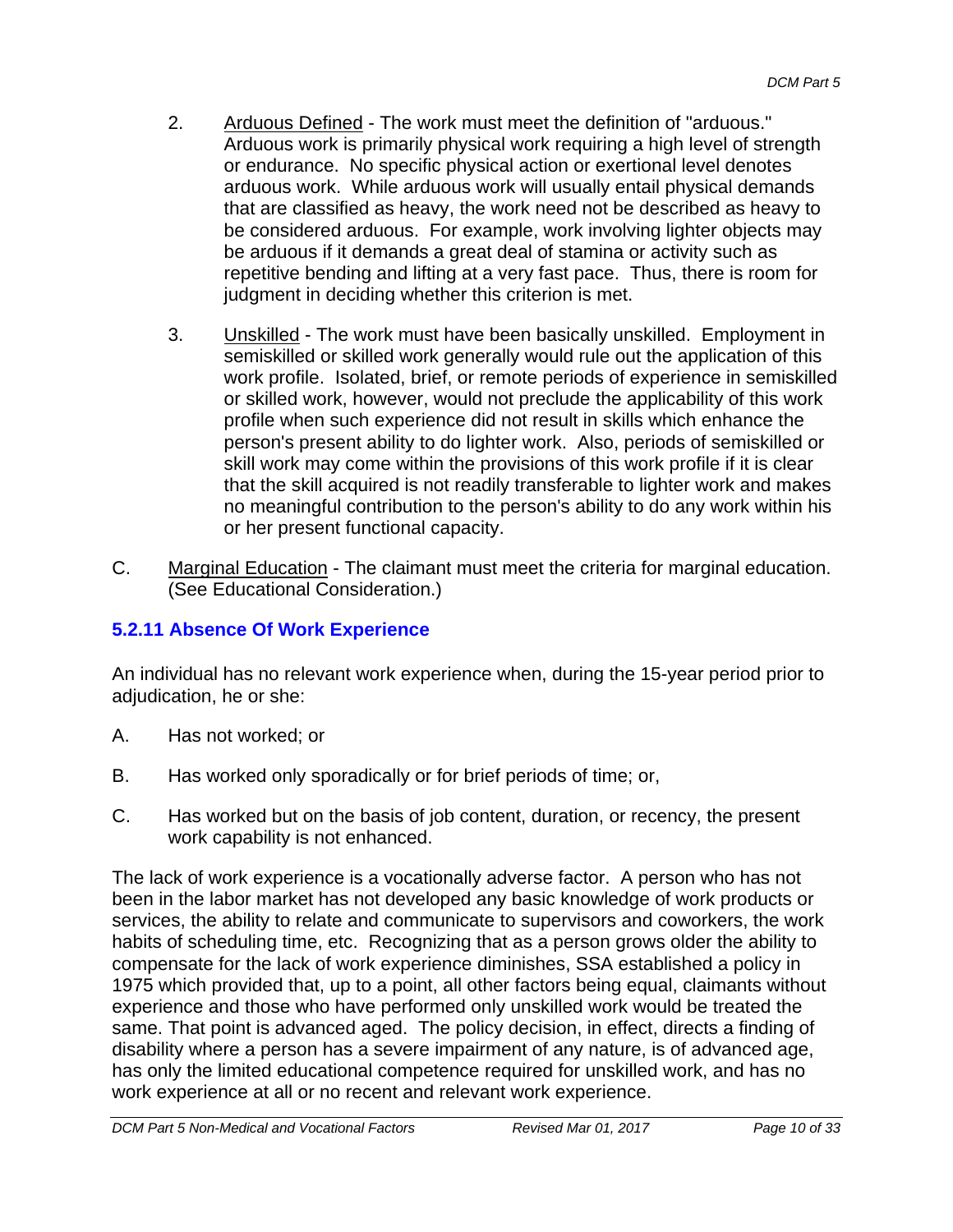2. Arduous Defined - The work must meet the definition of "arduous." Arduous work is primarily physical work requiring a high level of strength or endurance. No specific physical action or exertional level denotes arduous work. While arduous work will usually entail physical demands that are classified as heavy, the work need not be described as heavy to be considered arduous. For example, work involving lighter objects may be arduous if it demands a great deal of stamina or activity such as repetitive bending and lifting at a very fast pace. Thus, there is room for judgment in deciding whether this criterion is met.

3. Unskilled - The work must have been basically unskilled. Employment in semiskilled or skilled work generally would rule out the application of this work profile. Isolated, brief, or remote periods of experience in semiskilled or skilled work, however, would not preclude the applicability of this work profile when such experience did not result in skills which enhance the person's present ability to do lighter work. Also, periods of semiskilled or skill work may come within the provisions of this work profile if it is clear that the skill acquired is not readily transferable to lighter work and makes no meaningful contribution to the person's ability to do any work within his or her present functional capacity.

C. Marginal Education - The claimant must meet the criteria for marginal education. (See Educational Consideration.)

### 5.2.11 Absence Of Work Experience

An individual has no relevant work experience when, during the 15-year period prior to adjudication, he or she:

A. Has not worked; or

B. Has worked only sporadically or for brief periods of time; or,

C. Has worked but on the basis of job content, duration, or recency, the present work capability is not enhanced.

The lack of work experience is a vocationally adverse factor. A person who has not been in the labor market has not developed any basic knowledge of work products or services, the ability to relate and communicate to supervisors and coworkers, the work habits of scheduling time, etc. Recognizing that as a person grows older the ability to compensate for the lack of work experience diminishes, SSA established a policy in 1975 which provided that, up to a point, all other factors being equal, claimants without experience and those who have performed only unskilled work would be treated the same. That point is advanced aged. The policy decision, in effect, directs a finding of disability where a person has a severe impairment of any nature, is of advanced age, has only the limited educational competence required for unskilled work, and has no work experience at all or no recent and relevant work experience.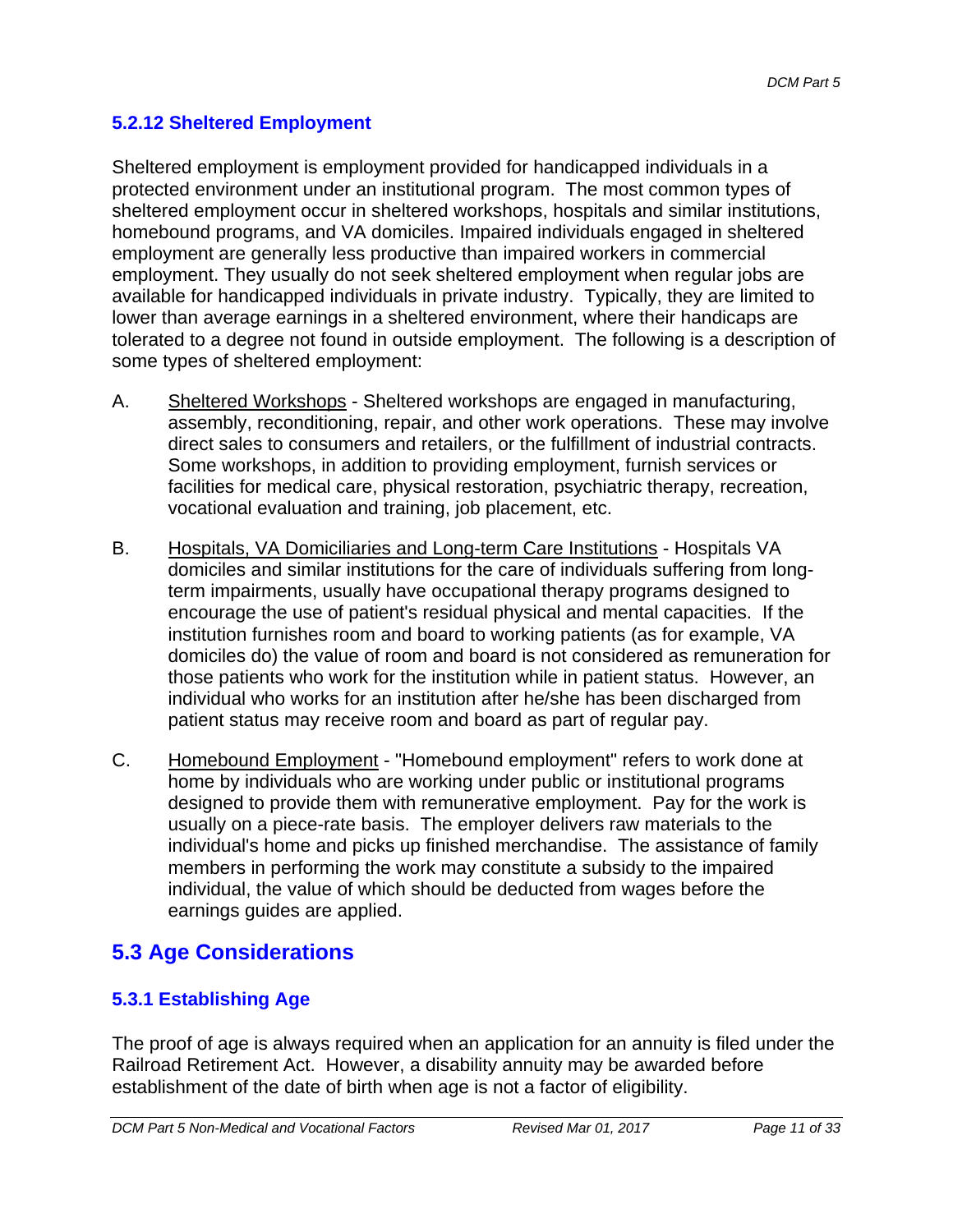### 5.2.12 Sheltered Employment

Sheltered employment is employment provided for handicapped individuals in a protected environment under an institutional program. The most common types of sheltered employment occur in sheltered workshops, hospitals and similar institutions, homebound programs, and VA domiciles. Impaired individuals engaged in sheltered employment are generally less productive than impaired workers in commercial employment. They usually do not seek sheltered employment when regular jobs are available for handicapped individuals in private industry. Typically, they are limited to lower than average earnings in a sheltered environment, where their handicaps are tolerated to a degree not found in outside employment. The following is a description of some types of sheltered employment:

A. Sheltered Workshops - Sheltered workshops are engaged in manufacturing, assembly, reconditioning, repair, and other work operations. These may involve direct sales to consumers and retailers, or the fulfillment of industrial contracts. Some workshops, in addition to providing employment, furnish services or facilities for medical care, physical restoration, psychiatric therapy, recreation, vocational evaluation and training, job placement, etc.

B. Hospitals, VA Domiciliaries and Long-term Care Institutions - Hospitals VA domiciles and similar institutions for the care of individuals suffering from long-term impairments, usually have occupational therapy programs designed to encourage the use of patient's residual physical and mental capacities. If the institution furnishes room and board to working patients (as for example, VA domiciles do) the value of room and board is not considered as remuneration for those patients who work for the institution while in patient status. However, an individual who works for an institution after he/she has been discharged from patient status may receive room and board as part of regular pay.

C. Homebound Employment - "Homebound employment" refers to work done at home by individuals who are working under public or institutional programs designed to provide them with remunerative employment. Pay for the work is usually on a piece-rate basis. The employer delivers raw materials to the individual's home and picks up finished merchandise. The assistance of family members in performing the work may constitute a subsidy to the impaired individual, the value of which should be deducted from wages before the earnings guides are applied.

## 5.3 Age Considerations

### 5.3.1 Establishing Age

The proof of age is always required when an application for an annuity is filed under the Railroad Retirement Act. However, a disability annuity may be awarded before establishment of the date of birth when age is not a factor of eligibility.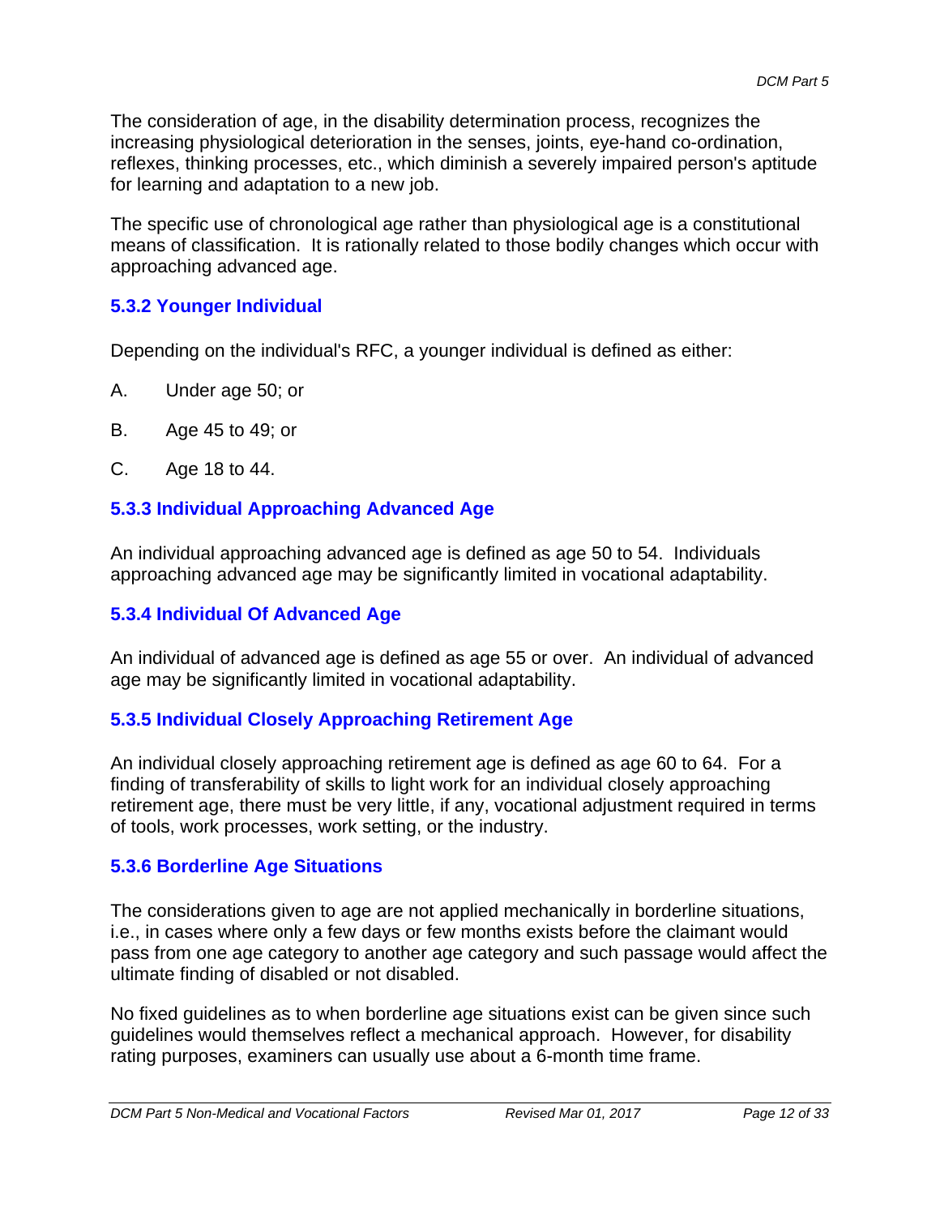The consideration of age, in the disability determination process, recognizes the increasing physiological deterioration in the senses, joints, eye-hand co-ordination, reflexes, thinking processes, etc., which diminish a severely impaired person's aptitude for learning and adaptation to a new job.

The specific use of chronological age rather than physiological age is a constitutional means of classification. It is rationally related to those bodily changes which occur with approaching advanced age.

### 5.3.2 Younger Individual

Depending on the individual's RFC, a younger individual is defined as either:

A. Under age 50; or

B. Age 45 to 49; or

C. Age 18 to 44.

### 5.3.3 Individual Approaching Advanced Age

An individual approaching advanced age is defined as age 50 to 54. Individuals approaching advanced age may be significantly limited in vocational adaptability.

### 5.3.4 Individual Of Advanced Age

An individual of advanced age is defined as age 55 or over. An individual of advanced age may be significantly limited in vocational adaptability.

### 5.3.5 Individual Closely Approaching Retirement Age

An individual closely approaching retirement age is defined as age 60 to 64. For a finding of transferability of skills to light work for an individual closely approaching retirement age, there must be very little, if any, vocational adjustment required in terms of tools, work processes, work setting, or the industry.

### 5.3.6 Borderline Age Situations

The considerations given to age are not applied mechanically in borderline situations, i.e., in cases where only a few days or few months exists before the claimant would pass from one age category to another age category and such passage would affect the ultimate finding of disabled or not disabled.

No fixed guidelines as to when borderline age situations exist can be given since such guidelines would themselves reflect a mechanical approach. However, for disability rating purposes, examiners can usually use about a 6-month time frame.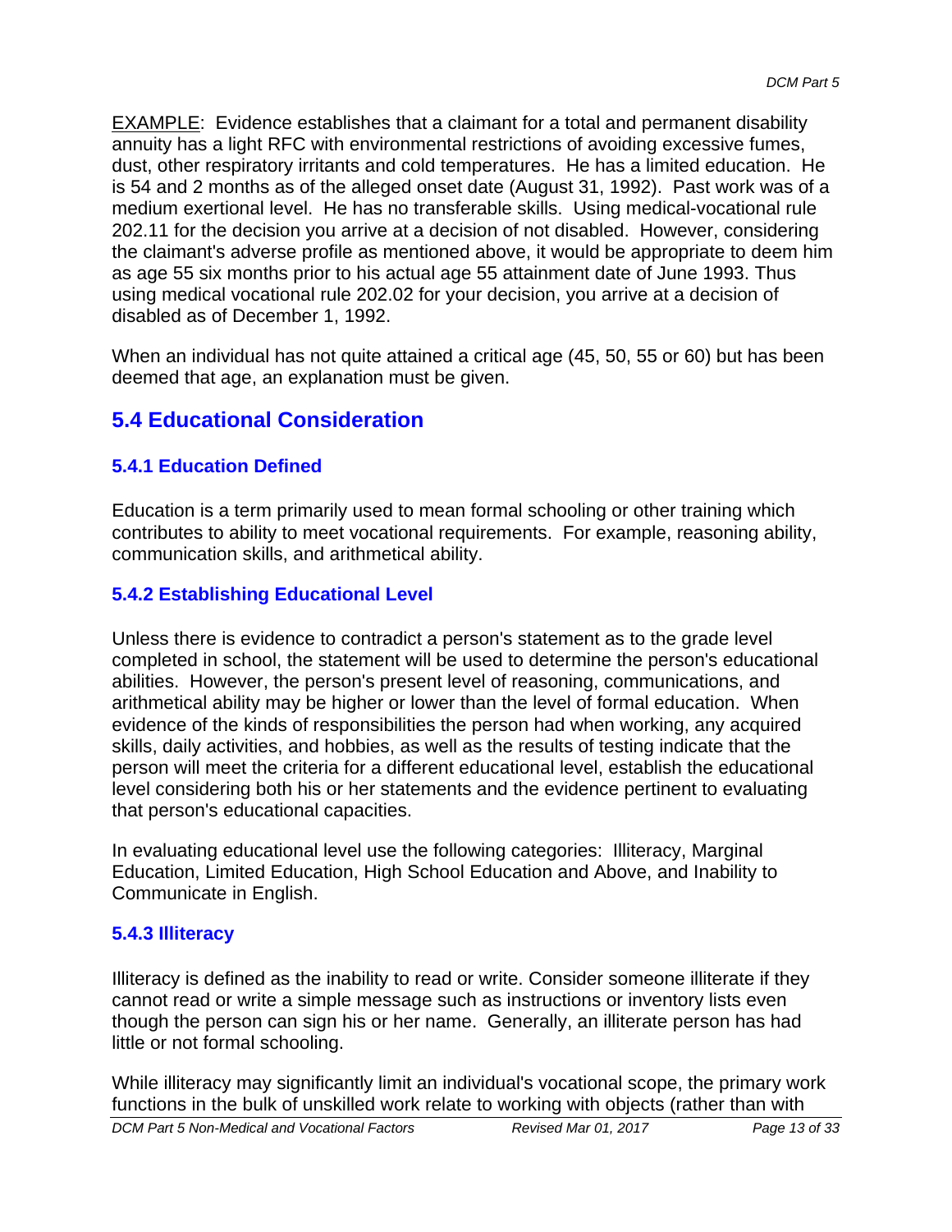EXAMPLE: Evidence establishes that a claimant for a total and permanent disability annuity has a light RFC with environmental restrictions of avoiding excessive fumes, dust, other respiratory irritants and cold temperatures. He has a limited education. He is 54 and 2 months as of the alleged onset date (August 31, 1992). Past work was of a medium exertional level. He has no transferable skills. Using medical-vocational rule 202.11 for the decision you arrive at a decision of not disabled. However, considering the claimant's adverse profile as mentioned above, it would be appropriate to deem him as age 55 six months prior to his actual age 55 attainment date of June 1993. Thus using medical vocational rule 202.02 for your decision, you arrive at a decision of disabled as of December 1, 1992.

When an individual has not quite attained a critical age (45, 50, 55 or 60) but has been deemed that age, an explanation must be given.

## 5.4 Educational Consideration

### 5.4.1 Education Defined

Education is a term primarily used to mean formal schooling or other training which contributes to ability to meet vocational requirements. For example, reasoning ability, communication skills, and arithmetical ability.

### 5.4.2 Establishing Educational Level

Unless there is evidence to contradict a person's statement as to the grade level completed in school, the statement will be used to determine the person's educational abilities. However, the person's present level of reasoning, communications, and arithmetical ability may be higher or lower than the level of formal education. When evidence of the kinds of responsibilities the person had when working, any acquired skills, daily activities, and hobbies, as well as the results of testing indicate that the person will meet the criteria for a different educational level, establish the educational level considering both his or her statements and the evidence pertinent to evaluating that person's educational capacities.

In evaluating educational level use the following categories: Illiteracy, Marginal Education, Limited Education, High School Education and Above, and Inability to Communicate in English.

### 5.4.3 Illiteracy

Illiteracy is defined as the inability to read or write. Consider someone illiterate if they cannot read or write a simple message such as instructions or inventory lists even though the person can sign his or her name. Generally, an illiterate person has had little or not formal schooling.

While illiteracy may significantly limit an individual's vocational scope, the primary work functions in the bulk of unskilled work relate to working with objects (rather than with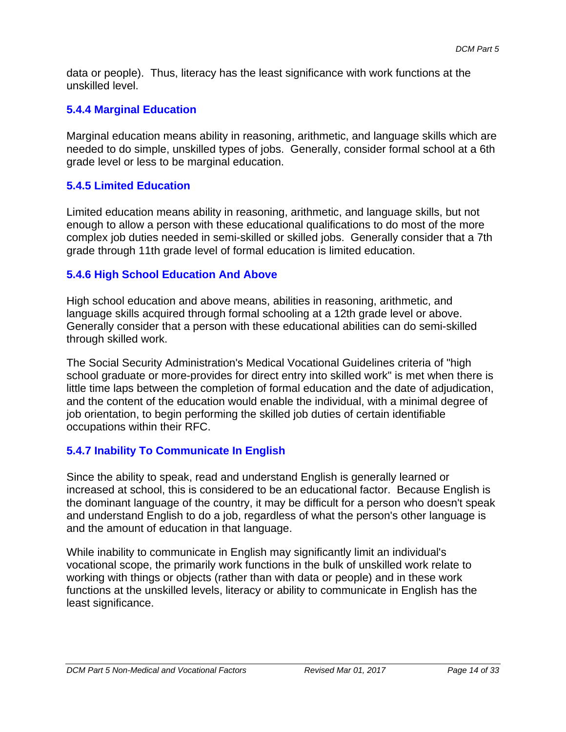data or people). Thus, literacy has the least significance with work functions at the unskilled level.

### 5.4.4 Marginal Education

Marginal education means ability in reasoning, arithmetic, and language skills which are needed to do simple, unskilled types of jobs. Generally, consider formal school at a 6th grade level or less to be marginal education.

### 5.4.5 Limited Education

Limited education means ability in reasoning, arithmetic, and language skills, but not enough to allow a person with these educational qualifications to do most of the more complex job duties needed in semi-skilled or skilled jobs. Generally consider that a 7th grade through 11th grade level of formal education is limited education.

### 5.4.6 High School Education And Above

High school education and above means, abilities in reasoning, arithmetic, and language skills acquired through formal schooling at a 12th grade level or above. Generally consider that a person with these educational abilities can do semi-skilled through skilled work.

The Social Security Administration's Medical Vocational Guidelines criteria of "high school graduate or more-provides for direct entry into skilled work" is met when there is little time laps between the completion of formal education and the date of adjudication, and the content of the education would enable the individual, with a minimal degree of job orientation, to begin performing the skilled job duties of certain identifiable occupations within their RFC.

### 5.4.7 Inability To Communicate In English

Since the ability to speak, read and understand English is generally learned or increased at school, this is considered to be an educational factor. Because English is the dominant language of the country, it may be difficult for a person who doesn't speak and understand English to do a job, regardless of what the person's other language is and the amount of education in that language.

While inability to communicate in English may significantly limit an individual's vocational scope, the primarily work functions in the bulk of unskilled work relate to working with things or objects (rather than with data or people) and in these work functions at the unskilled levels, literacy or ability to communicate in English has the least significance.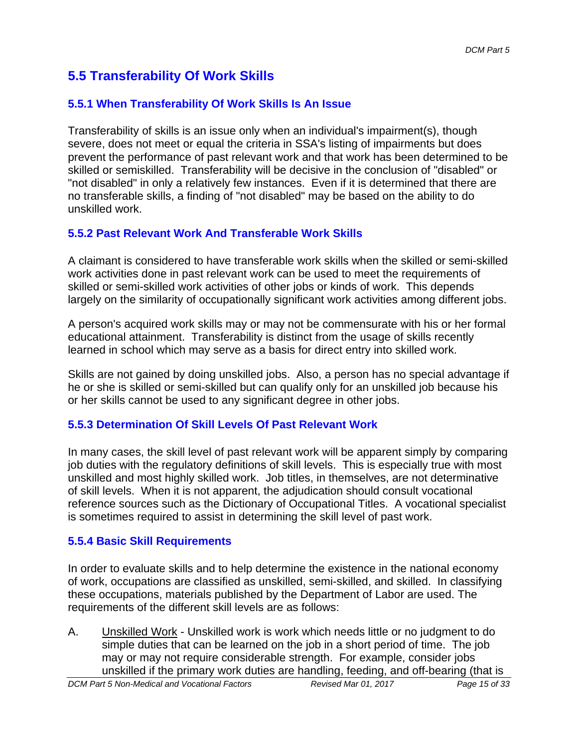## 5.5 Transferability Of Work Skills

### 5.5.1 When Transferability Of Work Skills Is An Issue

Transferability of skills is an issue only when an individual's impairment(s), though severe, does not meet or equal the criteria in SSA's listing of impairments but does prevent the performance of past relevant work and that work has been determined to be skilled or semiskilled. Transferability will be decisive in the conclusion of "disabled" or "not disabled" in only a relatively few instances. Even if it is determined that there are no transferable skills, a finding of "not disabled" may be based on the ability to do unskilled work.

### 5.5.2 Past Relevant Work And Transferable Work Skills

A claimant is considered to have transferable work skills when the skilled or semi-skilled work activities done in past relevant work can be used to meet the requirements of skilled or semi-skilled work activities of other jobs or kinds of work. This depends largely on the similarity of occupationally significant work activities among different jobs.

A person's acquired work skills may or may not be commensurate with his or her formal educational attainment. Transferability is distinct from the usage of skills recently learned in school which may serve as a basis for direct entry into skilled work.

Skills are not gained by doing unskilled jobs. Also, a person has no special advantage if he or she is skilled or semi-skilled but can qualify only for an unskilled job because his or her skills cannot be used to any significant degree in other jobs.

### 5.5.3 Determination Of Skill Levels Of Past Relevant Work

In many cases, the skill level of past relevant work will be apparent simply by comparing job duties with the regulatory definitions of skill levels. This is especially true with most unskilled and most highly skilled work. Job titles, in themselves, are not determinative of skill levels. When it is not apparent, the adjudication should consult vocational reference sources such as the Dictionary of Occupational Titles. A vocational specialist is sometimes required to assist in determining the skill level of past work.

### 5.5.4 Basic Skill Requirements

In order to evaluate skills and to help determine the existence in the national economy of work, occupations are classified as unskilled, semi-skilled, and skilled. In classifying these occupations, materials published by the Department of Labor are used. The requirements of the different skill levels are as follows:

A. Unskilled Work - Unskilled work is work which needs little or no judgment to do simple duties that can be learned on the job in a short period of time. The job may or may not require considerable strength. For example, consider jobs unskilled if the primary work duties are handling, feeding, and off-bearing (that is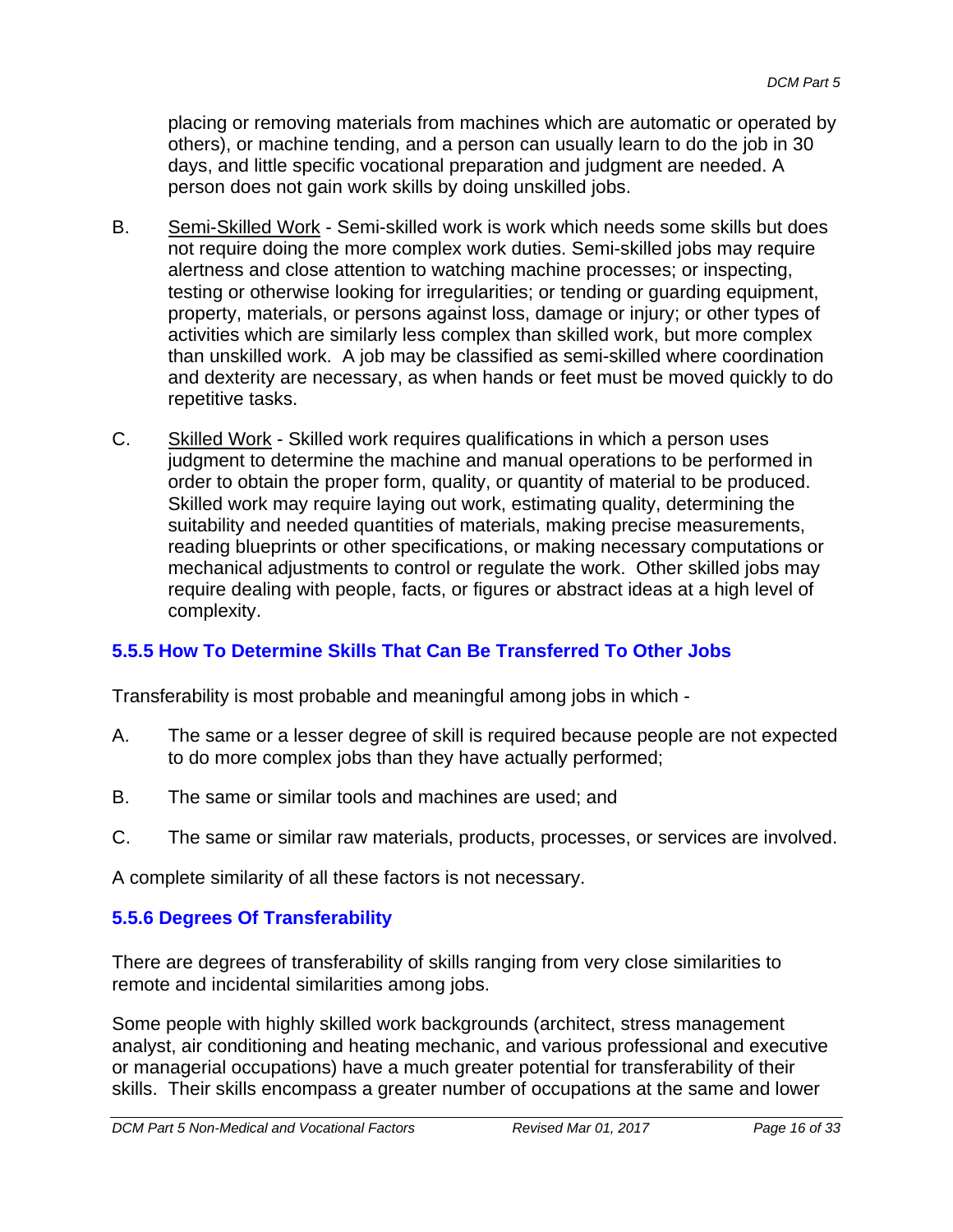placing or removing materials from machines which are automatic or operated by others), or machine tending, and a person can usually learn to do the job in 30 days, and little specific vocational preparation and judgment are needed. A person does not gain work skills by doing unskilled jobs.

B. Semi-Skilled Work - Semi-skilled work is work which needs some skills but does not require doing the more complex work duties. Semi-skilled jobs may require alertness and close attention to watching machine processes; or inspecting, testing or otherwise looking for irregularities; or tending or guarding equipment, property, materials, or persons against loss, damage or injury; or other types of activities which are similarly less complex than skilled work, but more complex than unskilled work. A job may be classified as semi-skilled where coordination and dexterity are necessary, as when hands or feet must be moved quickly to do repetitive tasks.

C. Skilled Work - Skilled work requires qualifications in which a person uses judgment to determine the machine and manual operations to be performed in order to obtain the proper form, quality, or quantity of material to be produced. Skilled work may require laying out work, estimating quality, determining the suitability and needed quantities of materials, making precise measurements, reading blueprints or other specifications, or making necessary computations or mechanical adjustments to control or regulate the work. Other skilled jobs may require dealing with people, facts, or figures or abstract ideas at a high level of complexity.

### 5.5.5 How To Determine Skills That Can Be Transferred To Other Jobs

Transferability is most probable and meaningful among jobs in which -

A. The same or a lesser degree of skill is required because people are not expected to do more complex jobs than they have actually performed;

B. The same or similar tools and machines are used; and

C. The same or similar raw materials, products, processes, or services are involved.

A complete similarity of all these factors is not necessary.

### 5.5.6 Degrees Of Transferability

There are degrees of transferability of skills ranging from very close similarities to remote and incidental similarities among jobs.

Some people with highly skilled work backgrounds (architect, stress management analyst, air conditioning and heating mechanic, and various professional and executive or managerial occupations) have a much greater potential for transferability of their skills. Their skills encompass a greater number of occupations at the same and lower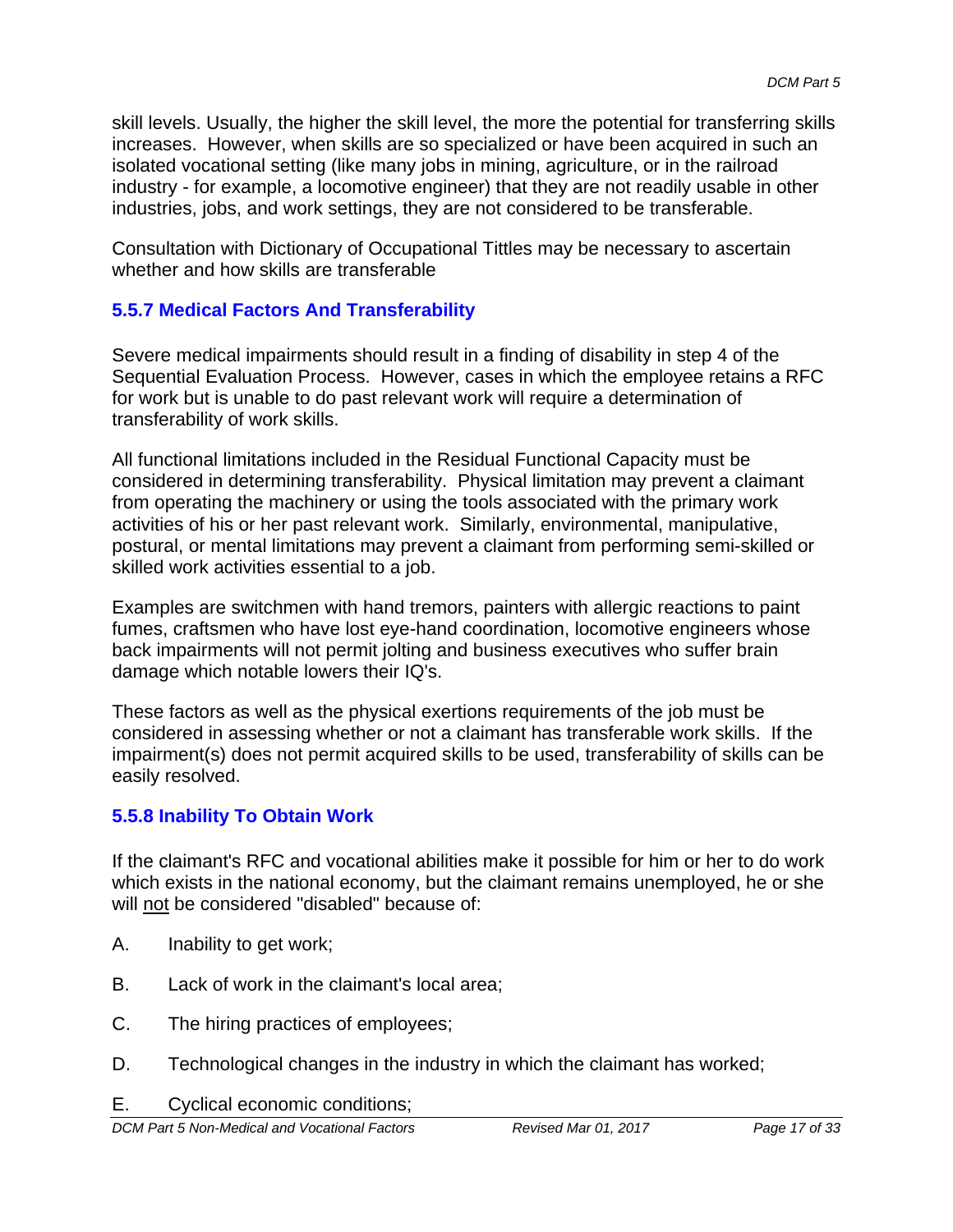skill levels. Usually, the higher the skill level, the more the potential for transferring skills increases. However, when skills are so specialized or have been acquired in such an isolated vocational setting (like many jobs in mining, agriculture, or in the railroad industry - for example, a locomotive engineer) that they are not readily usable in other industries, jobs, and work settings, they are not considered to be transferable.

Consultation with Dictionary of Occupational Tittles may be necessary to ascertain whether and how skills are transferable

### 5.5.7 Medical Factors And Transferability

Severe medical impairments should result in a finding of disability in step 4 of the Sequential Evaluation Process. However, cases in which the employee retains a RFC for work but is unable to do past relevant work will require a determination of transferability of work skills.

All functional limitations included in the Residual Functional Capacity must be considered in determining transferability. Physical limitation may prevent a claimant from operating the machinery or using the tools associated with the primary work activities of his or her past relevant work. Similarly, environmental, manipulative, postural, or mental limitations may prevent a claimant from performing semi-skilled or skilled work activities essential to a job.

Examples are switchmen with hand tremors, painters with allergic reactions to paint fumes, craftsmen who have lost eye-hand coordination, locomotive engineers whose back impairments will not permit jolting and business executives who suffer brain damage which notable lowers their IQ's.

These factors as well as the physical exertions requirements of the job must be considered in assessing whether or not a claimant has transferable work skills. If the impairment(s) does not permit acquired skills to be used, transferability of skills can be easily resolved.

### 5.5.8 Inability To Obtain Work

If the claimant's RFC and vocational abilities make it possible for him or her to do work which exists in the national economy, but the claimant remains unemployed, he or she will not be considered "disabled" because of:

A. Inability to get work;

B. Lack of work in the claimant's local area;

C. The hiring practices of employees;

D. Technological changes in the industry in which the claimant has worked;

E. Cyclical economic conditions;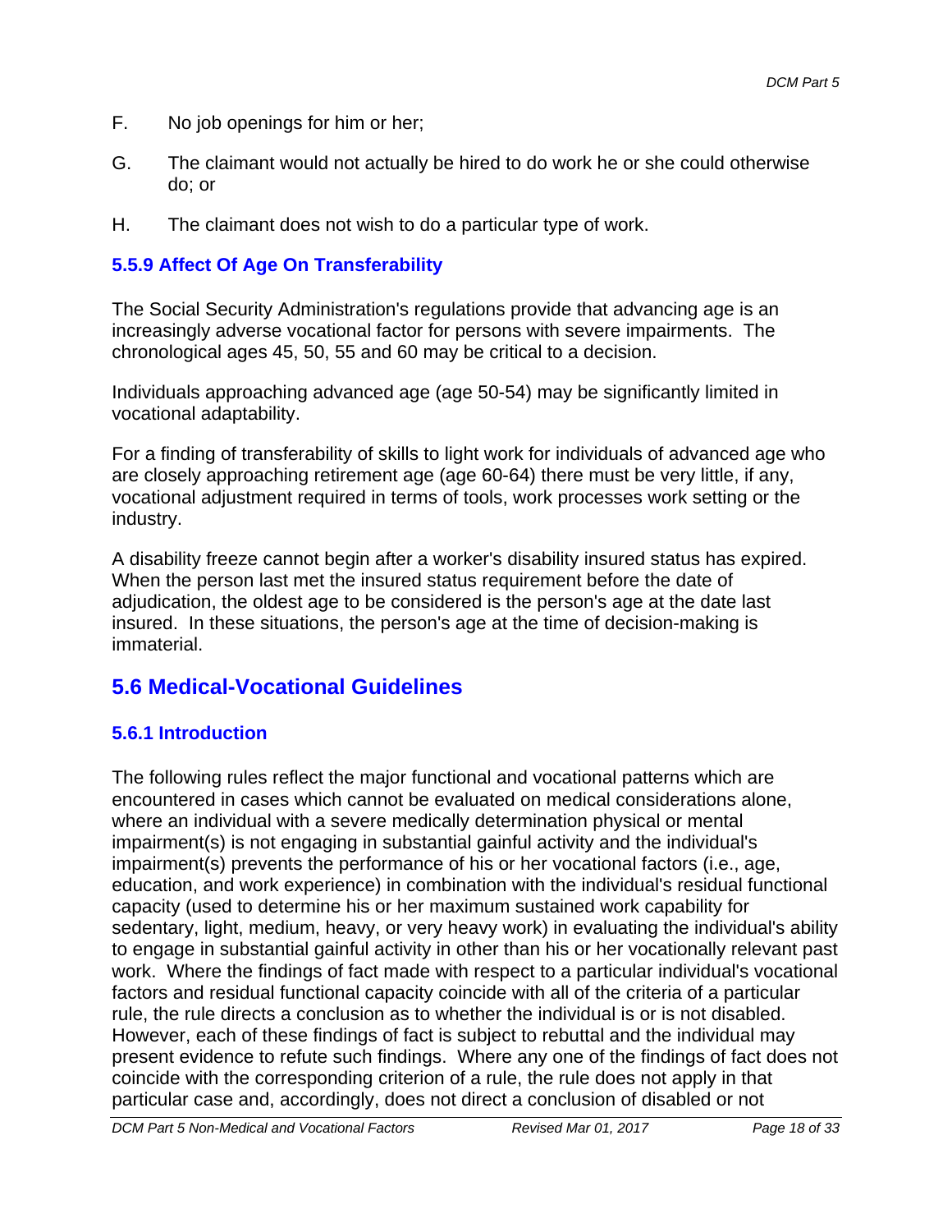F. No job openings for him or her;

G. The claimant would not actually be hired to do work he or she could otherwise do; or

H. The claimant does not wish to do a particular type of work.

### 5.5.9 Affect Of Age On Transferability

The Social Security Administration's regulations provide that advancing age is an increasingly adverse vocational factor for persons with severe impairments. The chronological ages 45, 50, 55 and 60 may be critical to a decision.

Individuals approaching advanced age (age 50-54) may be significantly limited in vocational adaptability.

For a finding of transferability of skills to light work for individuals of advanced age who are closely approaching retirement age (age 60-64) there must be very little, if any, vocational adjustment required in terms of tools, work processes work setting or the industry.

A disability freeze cannot begin after a worker's disability insured status has expired. When the person last met the insured status requirement before the date of adjudication, the oldest age to be considered is the person's age at the date last insured. In these situations, the person's age at the time of decision-making is immaterial.

## 5.6 Medical-Vocational Guidelines

### 5.6.1 Introduction

The following rules reflect the major functional and vocational patterns which are encountered in cases which cannot be evaluated on medical considerations alone, where an individual with a severe medically determination physical or mental impairment(s) is not engaging in substantial gainful activity and the individual's impairment(s) prevents the performance of his or her vocational factors (i.e., age, education, and work experience) in combination with the individual's residual functional capacity (used to determine his or her maximum sustained work capability for sedentary, light, medium, heavy, or very heavy work) in evaluating the individual's ability to engage in substantial gainful activity in other than his or her vocationally relevant past work. Where the findings of fact made with respect to a particular individual's vocational factors and residual functional capacity coincide with all of the criteria of a particular rule, the rule directs a conclusion as to whether the individual is or is not disabled. However, each of these findings of fact is subject to rebuttal and the individual may present evidence to refute such findings. Where any one of the findings of fact does not coincide with the corresponding criterion of a rule, the rule does not apply in that particular case and, accordingly, does not direct a conclusion of disabled or not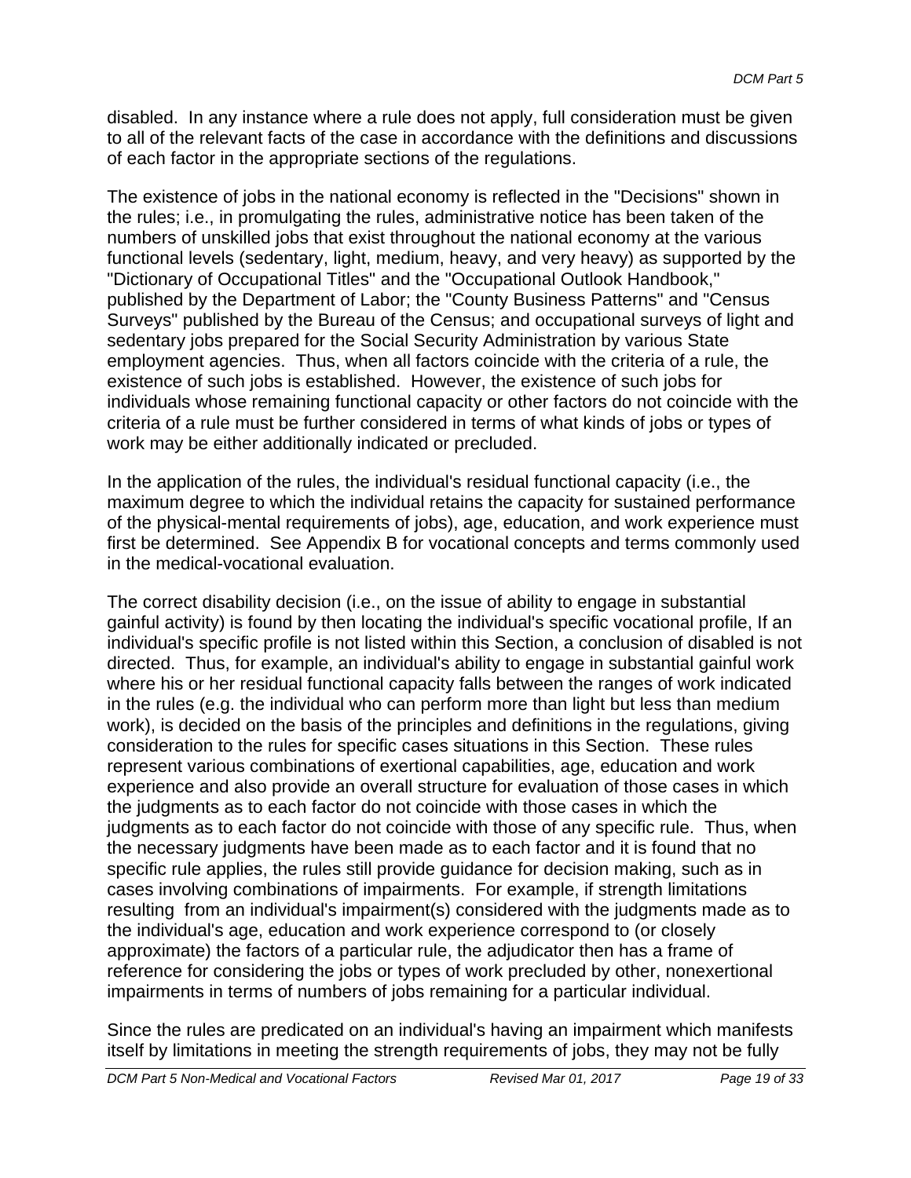disabled.  In any instance where a rule does not apply, full consideration must be given to all of the relevant facts of the case in accordance with the definitions and discussions of each factor in the appropriate sections of the regulations.

The existence of jobs in the national economy is reflected in the "Decisions" shown in the rules; i.e., in promulgating the rules, administrative notice has been taken of the numbers of unskilled jobs that exist throughout the national economy at the various functional levels (sedentary, light, medium, heavy, and very heavy) as supported by the "Dictionary of Occupational Titles" and the "Occupational Outlook Handbook," published by the Department of Labor; the "County Business Patterns" and "Census Surveys" published by the Bureau of the Census; and occupational surveys of light and sedentary jobs prepared for the Social Security Administration by various State employment agencies.  Thus, when all factors coincide with the criteria of a rule, the existence of such jobs is established.  However, the existence of such jobs for individuals whose remaining functional capacity or other factors do not coincide with the criteria of a rule must be further considered in terms of what kinds of jobs or types of work may be either additionally indicated or precluded.

In the application of the rules, the individual's residual functional capacity (i.e., the maximum degree to which the individual retains the capacity for sustained performance of the physical-mental requirements of jobs), age, education, and work experience must first be determined.  See Appendix B for vocational concepts and terms commonly used in the medical-vocational evaluation.

The correct disability decision (i.e., on the issue of ability to engage in substantial gainful activity) is found by then locating the individual's specific vocational profile, If an individual's specific profile is not listed within this Section, a conclusion of disabled is not directed.  Thus, for example, an individual's ability to engage in substantial gainful work where his or her residual functional capacity falls between the ranges of work indicated in the rules (e.g. the individual who can perform more than light but less than medium work), is decided on the basis of the principles and definitions in the regulations, giving consideration to the rules for specific cases situations in this Section.  These rules represent various combinations of exertional capabilities, age, education and work experience and also provide an overall structure for evaluation of those cases in which the judgments as to each factor do not coincide with those cases in which the judgments as to each factor do not coincide with those of any specific rule.  Thus, when the necessary judgments have been made as to each factor and it is found that no specific rule applies, the rules still provide guidance for decision making, such as in cases involving combinations of impairments.  For example, if strength limitations resulting  from an individual's impairment(s) considered with the judgments made as to the individual's age, education and work experience correspond to (or closely approximate) the factors of a particular rule, the adjudicator then has a frame of reference for considering the jobs or types of work precluded by other, nonexertional impairments in terms of numbers of jobs remaining for a particular individual.

Since the rules are predicated on an individual's having an impairment which manifests itself by limitations in meeting the strength requirements of jobs, they may not be fully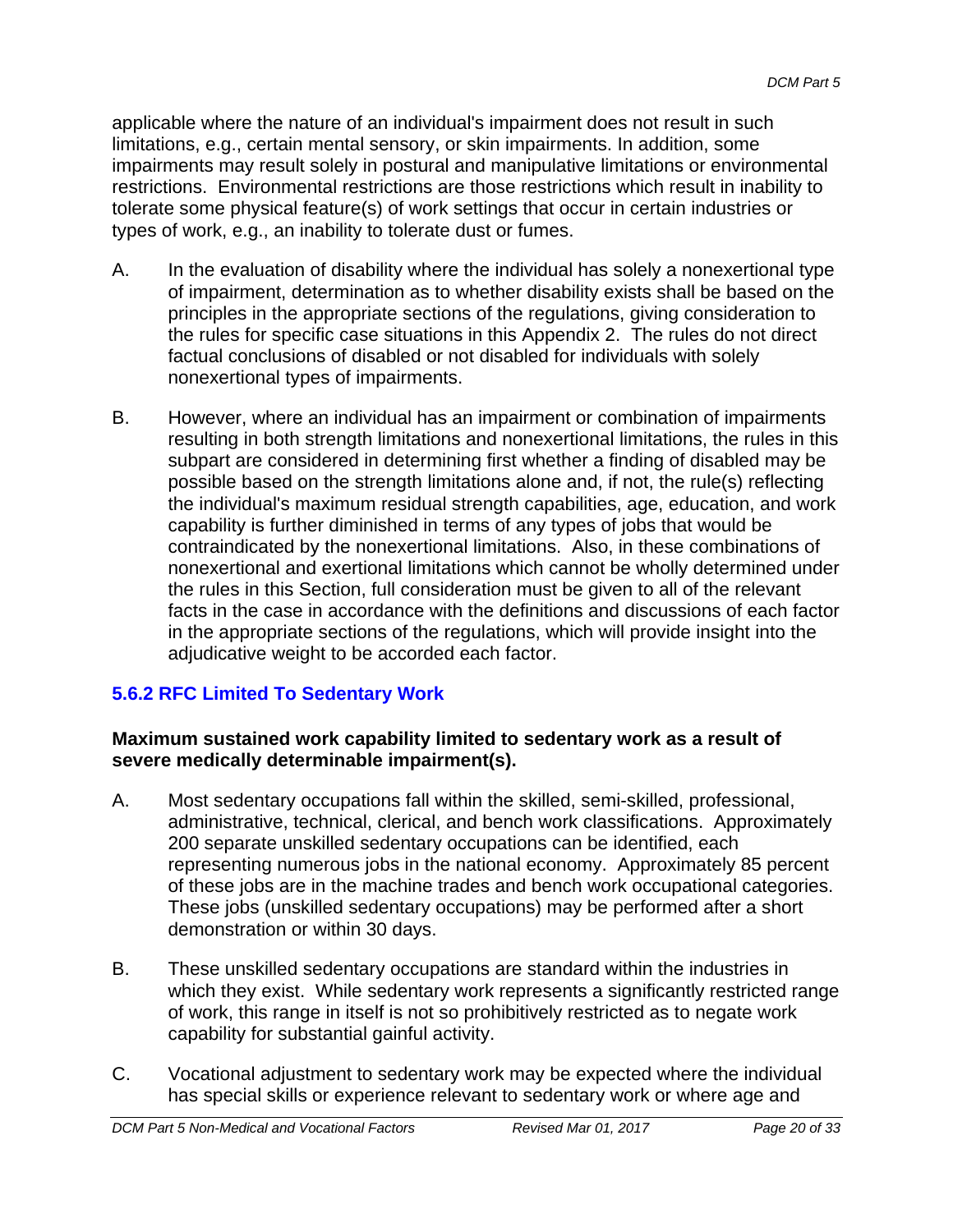applicable where the nature of an individual's impairment does not result in such limitations, e.g., certain mental sensory, or skin impairments. In addition, some impairments may result solely in postural and manipulative limitations or environmental restrictions. Environmental restrictions are those restrictions which result in inability to tolerate some physical feature(s) of work settings that occur in certain industries or types of work, e.g., an inability to tolerate dust or fumes.

A. In the evaluation of disability where the individual has solely a nonexertional type of impairment, determination as to whether disability exists shall be based on the principles in the appropriate sections of the regulations, giving consideration to the rules for specific case situations in this Appendix 2. The rules do not direct factual conclusions of disabled or not disabled for individuals with solely nonexertional types of impairments.

B. However, where an individual has an impairment or combination of impairments resulting in both strength limitations and nonexertional limitations, the rules in this subpart are considered in determining first whether a finding of disabled may be possible based on the strength limitations alone and, if not, the rule(s) reflecting the individual's maximum residual strength capabilities, age, education, and work capability is further diminished in terms of any types of jobs that would be contraindicated by the nonexertional limitations. Also, in these combinations of nonexertional and exertional limitations which cannot be wholly determined under the rules in this Section, full consideration must be given to all of the relevant facts in the case in accordance with the definitions and discussions of each factor in the appropriate sections of the regulations, which will provide insight into the adjudicative weight to be accorded each factor.

### 5.6.2 RFC Limited To Sedentary Work

**Maximum sustained work capability limited to sedentary work as a result of severe medically determinable impairment(s).**

A. Most sedentary occupations fall within the skilled, semi-skilled, professional, administrative, technical, clerical, and bench work classifications. Approximately 200 separate unskilled sedentary occupations can be identified, each representing numerous jobs in the national economy. Approximately 85 percent of these jobs are in the machine trades and bench work occupational categories. These jobs (unskilled sedentary occupations) may be performed after a short demonstration or within 30 days.

B. These unskilled sedentary occupations are standard within the industries in which they exist. While sedentary work represents a significantly restricted range of work, this range in itself is not so prohibitively restricted as to negate work capability for substantial gainful activity.

C. Vocational adjustment to sedentary work may be expected where the individual has special skills or experience relevant to sedentary work or where age and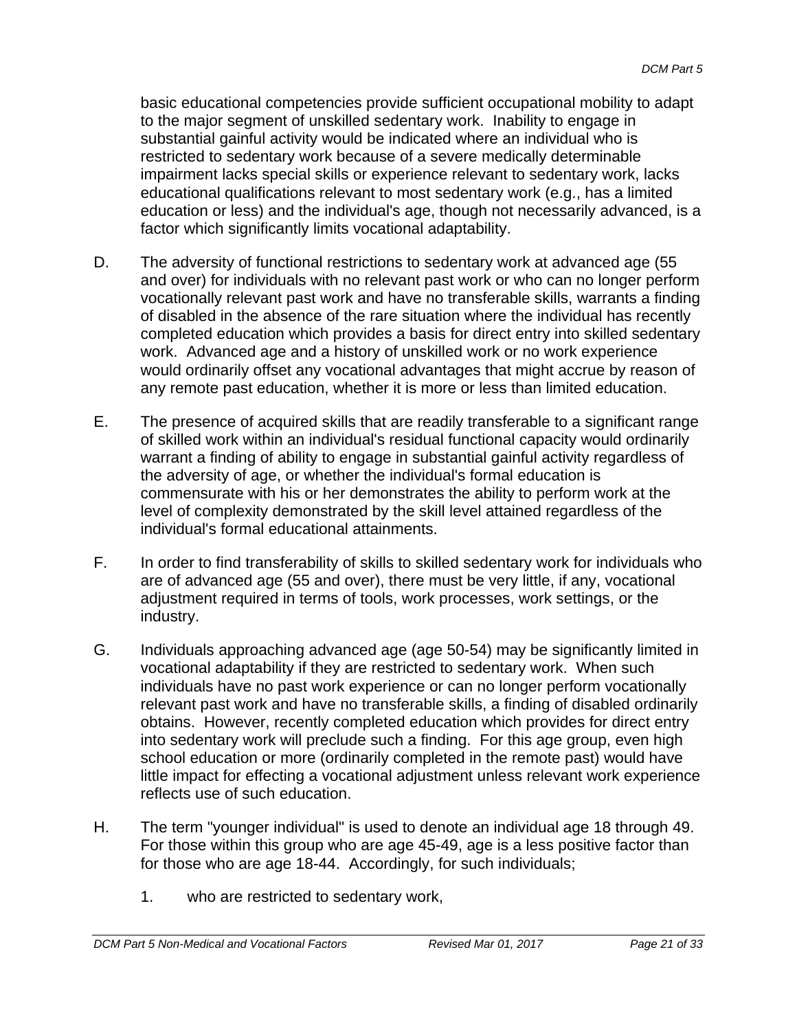basic educational competencies provide sufficient occupational mobility to adapt to the major segment of unskilled sedentary work. Inability to engage in substantial gainful activity would be indicated where an individual who is restricted to sedentary work because of a severe medically determinable impairment lacks special skills or experience relevant to sedentary work, lacks educational qualifications relevant to most sedentary work (e.g., has a limited education or less) and the individual's age, though not necessarily advanced, is a factor which significantly limits vocational adaptability.

D. The adversity of functional restrictions to sedentary work at advanced age (55 and over) for individuals with no relevant past work or who can no longer perform vocationally relevant past work and have no transferable skills, warrants a finding of disabled in the absence of the rare situation where the individual has recently completed education which provides a basis for direct entry into skilled sedentary work. Advanced age and a history of unskilled work or no work experience would ordinarily offset any vocational advantages that might accrue by reason of any remote past education, whether it is more or less than limited education.

E. The presence of acquired skills that are readily transferable to a significant range of skilled work within an individual's residual functional capacity would ordinarily warrant a finding of ability to engage in substantial gainful activity regardless of the adversity of age, or whether the individual's formal education is commensurate with his or her demonstrates the ability to perform work at the level of complexity demonstrated by the skill level attained regardless of the individual's formal educational attainments.

F. In order to find transferability of skills to skilled sedentary work for individuals who are of advanced age (55 and over), there must be very little, if any, vocational adjustment required in terms of tools, work processes, work settings, or the industry.

G. Individuals approaching advanced age (age 50-54) may be significantly limited in vocational adaptability if they are restricted to sedentary work. When such individuals have no past work experience or can no longer perform vocationally relevant past work and have no transferable skills, a finding of disabled ordinarily obtains. However, recently completed education which provides for direct entry into sedentary work will preclude such a finding. For this age group, even high school education or more (ordinarily completed in the remote past) would have little impact for effecting a vocational adjustment unless relevant work experience reflects use of such education.

H. The term "younger individual" is used to denote an individual age 18 through 49. For those within this group who are age 45-49, age is a less positive factor than for those who are age 18-44. Accordingly, for such individuals;

   1. who are restricted to sedentary work,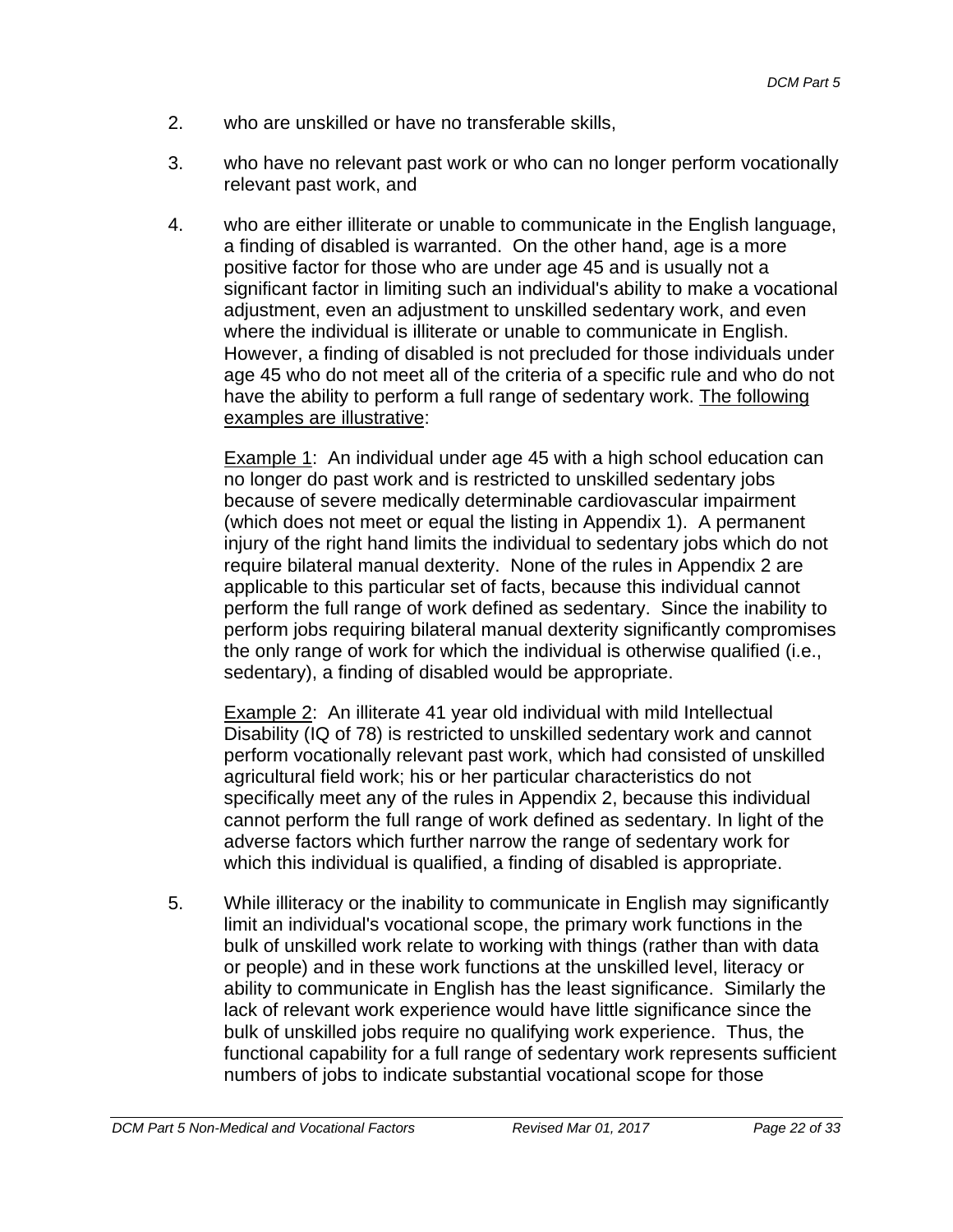2. who are unskilled or have no transferable skills,

3. who have no relevant past work or who can no longer perform vocationally relevant past work, and

4. who are either illiterate or unable to communicate in the English language, a finding of disabled is warranted. On the other hand, age is a more positive factor for those who are under age 45 and is usually not a significant factor in limiting such an individual's ability to make a vocational adjustment, even an adjustment to unskilled sedentary work, and even where the individual is illiterate or unable to communicate in English. However, a finding of disabled is not precluded for those individuals under age 45 who do not meet all of the criteria of a specific rule and who do not have the ability to perform a full range of sedentary work. <u>The following examples are illustrative</u>:

   <u>Example 1</u>: An individual under age 45 with a high school education can no longer do past work and is restricted to unskilled sedentary jobs because of severe medically determinable cardiovascular impairment (which does not meet or equal the listing in Appendix 1). A permanent injury of the right hand limits the individual to sedentary jobs which do not require bilateral manual dexterity. None of the rules in Appendix 2 are applicable to this particular set of facts, because this individual cannot perform the full range of work defined as sedentary. Since the inability to perform jobs requiring bilateral manual dexterity significantly compromises the only range of work for which the individual is otherwise qualified (i.e., sedentary), a finding of disabled would be appropriate.

   <u>Example 2</u>: An illiterate 41 year old individual with mild Intellectual Disability (IQ of 78) is restricted to unskilled sedentary work and cannot perform vocationally relevant past work, which had consisted of unskilled agricultural field work; his or her particular characteristics do not specifically meet any of the rules in Appendix 2, because this individual cannot perform the full range of work defined as sedentary. In light of the adverse factors which further narrow the range of sedentary work for which this individual is qualified, a finding of disabled is appropriate.

5. While illiteracy or the inability to communicate in English may significantly limit an individual's vocational scope, the primary work functions in the bulk of unskilled work relate to working with things (rather than with data or people) and in these work functions at the unskilled level, literacy or ability to communicate in English has the least significance. Similarly the lack of relevant work experience would have little significance since the bulk of unskilled jobs require no qualifying work experience. Thus, the functional capability for a full range of sedentary work represents sufficient numbers of jobs to indicate substantial vocational scope for those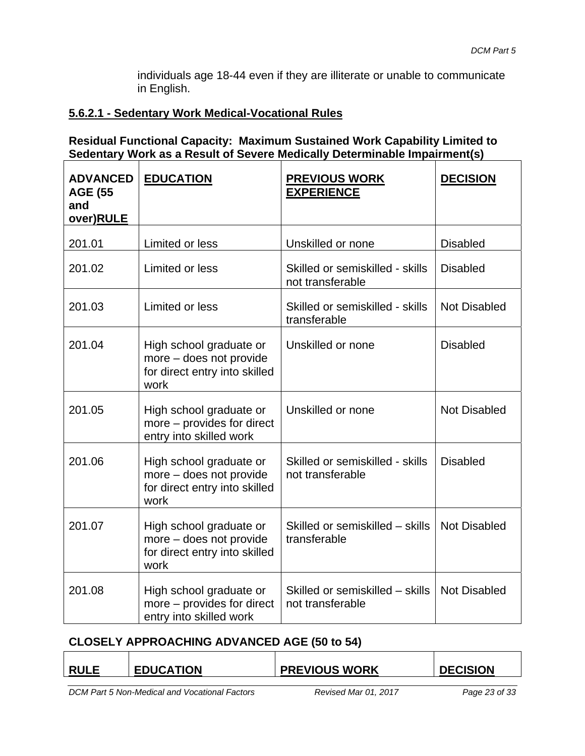individuals age 18-44 even if they are illiterate or unable to communicate in English.

### 5.6.2.1 - Sedentary Work Medical-Vocational Rules

**Residual Functional Capacity: Maximum Sustained Work Capability Limited to Sedentary Work as a Result of Severe Medically Determinable Impairment(s)**

| ADVANCED AGE (55 and over)RULE | EDUCATION | PREVIOUS WORK EXPERIENCE | DECISION |
|---|---|---|---|
| 201.01 | Limited or less | Unskilled or none | Disabled |
| 201.02 | Limited or less | Skilled or semiskilled - skills not transferable | Disabled |
| 201.03 | Limited or less | Skilled or semiskilled - skills transferable | Not Disabled |
| 201.04 | High school graduate or more – does not provide for direct entry into skilled work | Unskilled or none | Disabled |
| 201.05 | High school graduate or more – provides for direct entry into skilled work | Unskilled or none | Not Disabled |
| 201.06 | High school graduate or more – does not provide for direct entry into skilled work | Skilled or semiskilled - skills not transferable | Disabled |
| 201.07 | High school graduate or more – does not provide for direct entry into skilled work | Skilled or semiskilled – skills transferable | Not Disabled |
| 201.08 | High school graduate or more – provides for direct entry into skilled work | Skilled or semiskilled – skills not transferable | Not Disabled |

**CLOSELY APPROACHING ADVANCED AGE (50 to 54)**

| RULE | EDUCATION | PREVIOUS WORK | DECISION |
|---|---|---|---|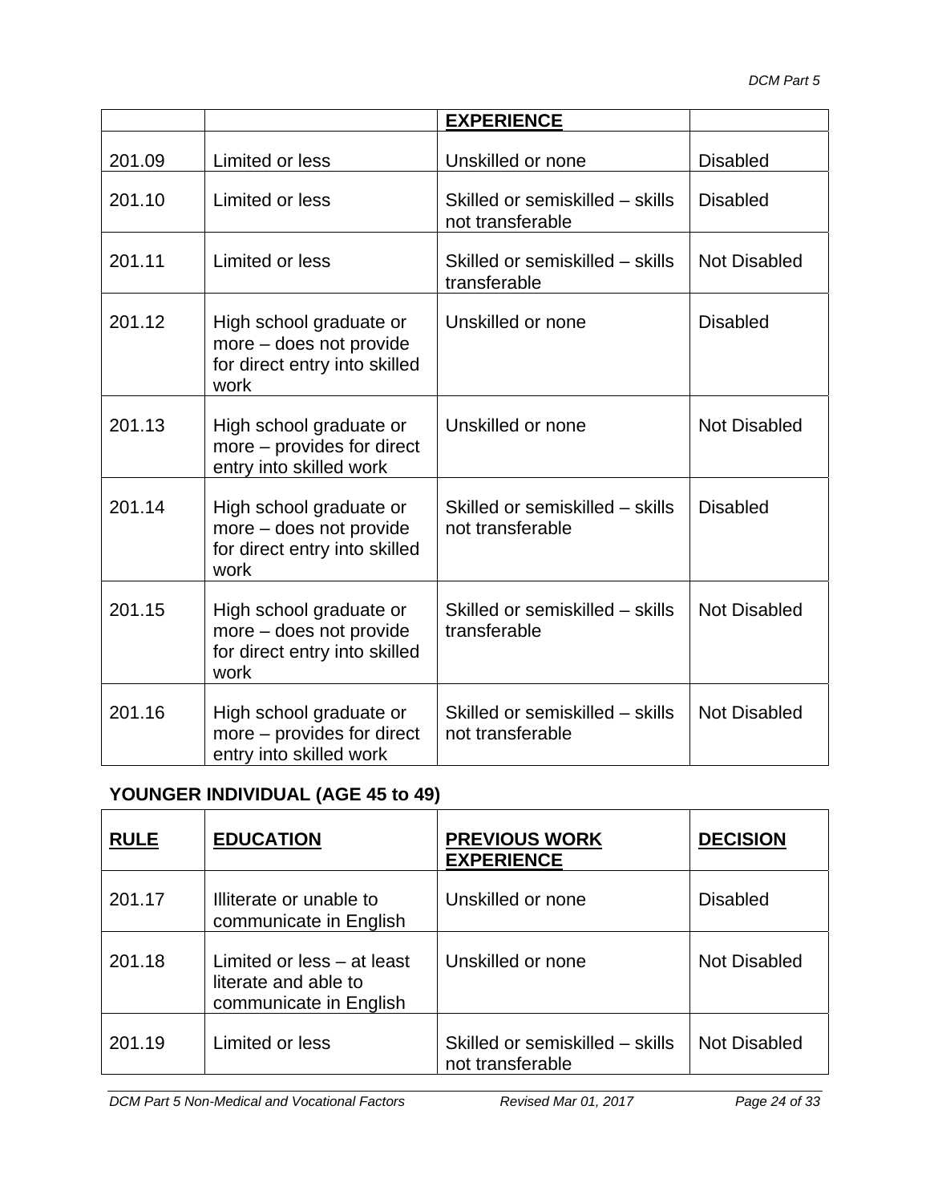| | | EXPERIENCE | |
|---|---|---|---|
| 201.09 | Limited or less | Unskilled or none | Disabled |
| 201.10 | Limited or less | Skilled or semiskilled – skills not transferable | Disabled |
| 201.11 | Limited or less | Skilled or semiskilled – skills transferable | Not Disabled |
| 201.12 | High school graduate or more – does not provide for direct entry into skilled work | Unskilled or none | Disabled |
| 201.13 | High school graduate or more – provides for direct entry into skilled work | Unskilled or none | Not Disabled |
| 201.14 | High school graduate or more – does not provide for direct entry into skilled work | Skilled or semiskilled – skills not transferable | Disabled |
| 201.15 | High school graduate or more – does not provide for direct entry into skilled work | Skilled or semiskilled – skills transferable | Not Disabled |
| 201.16 | High school graduate or more – provides for direct entry into skilled work | Skilled or semiskilled – skills not transferable | Not Disabled |

**YOUNGER INDIVIDUAL (AGE 45 to 49)**

| RULE | EDUCATION | PREVIOUS WORK EXPERIENCE | DECISION |
|---|---|---|---|
| 201.17 | Illiterate or unable to communicate in English | Unskilled or none | Disabled |
| 201.18 | Limited or less – at least literate and able to communicate in English | Unskilled or none | Not Disabled |
| 201.19 | Limited or less | Skilled or semiskilled – skills not transferable | Not Disabled |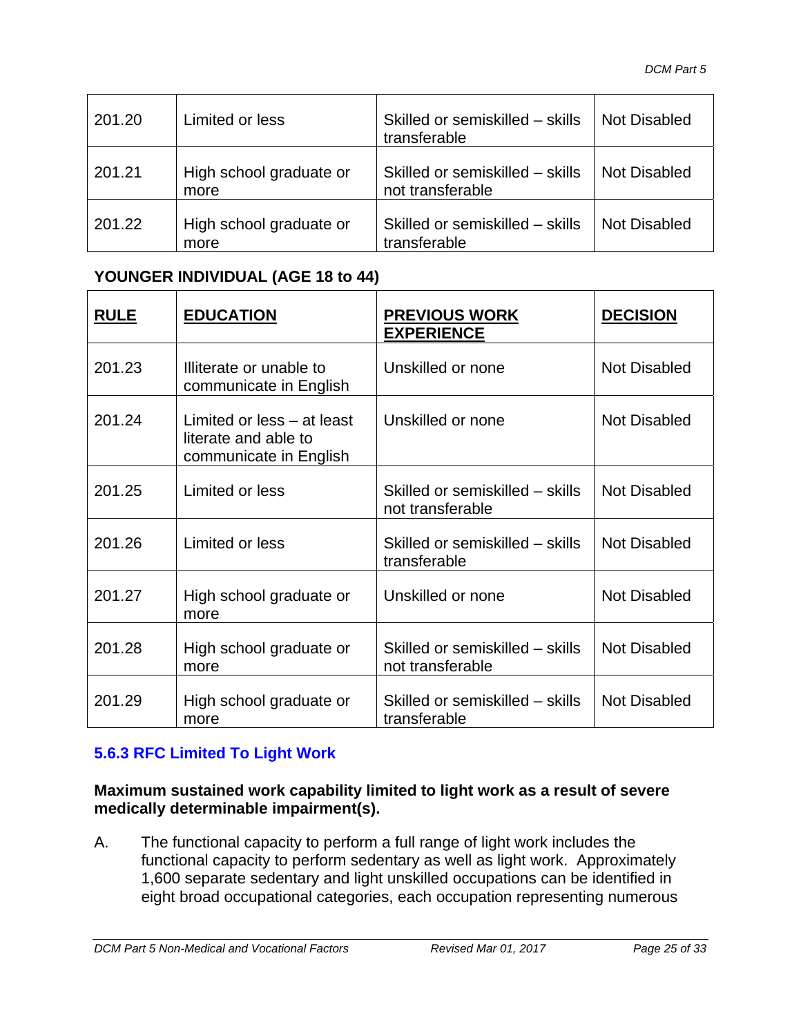| 201.20 | Limited or less | Skilled or semiskilled – skills transferable | Not Disabled |
|---|---|---|---|
| 201.21 | High school graduate or more | Skilled or semiskilled – skills not transferable | Not Disabled |
| 201.22 | High school graduate or more | Skilled or semiskilled – skills transferable | Not Disabled |

**YOUNGER INDIVIDUAL (AGE 18 to 44)**

| **RULE** | **EDUCATION** | **PREVIOUS WORK EXPERIENCE** | **DECISION** |
|---|---|---|---|
| 201.23 | Illiterate or unable to communicate in English | Unskilled or none | Not Disabled |
| 201.24 | Limited or less – at least literate and able to communicate in English | Unskilled or none | Not Disabled |
| 201.25 | Limited or less | Skilled or semiskilled – skills not transferable | Not Disabled |
| 201.26 | Limited or less | Skilled or semiskilled – skills transferable | Not Disabled |
| 201.27 | High school graduate or more | Unskilled or none | Not Disabled |
| 201.28 | High school graduate or more | Skilled or semiskilled – skills not transferable | Not Disabled |
| 201.29 | High school graduate or more | Skilled or semiskilled – skills transferable | Not Disabled |

### 5.6.3 RFC Limited To Light Work

**Maximum sustained work capability limited to light work as a result of severe medically determinable impairment(s).**

A. The functional capacity to perform a full range of light work includes the functional capacity to perform sedentary as well as light work. Approximately 1,600 separate sedentary and light unskilled occupations can be identified in eight broad occupational categories, each occupation representing numerous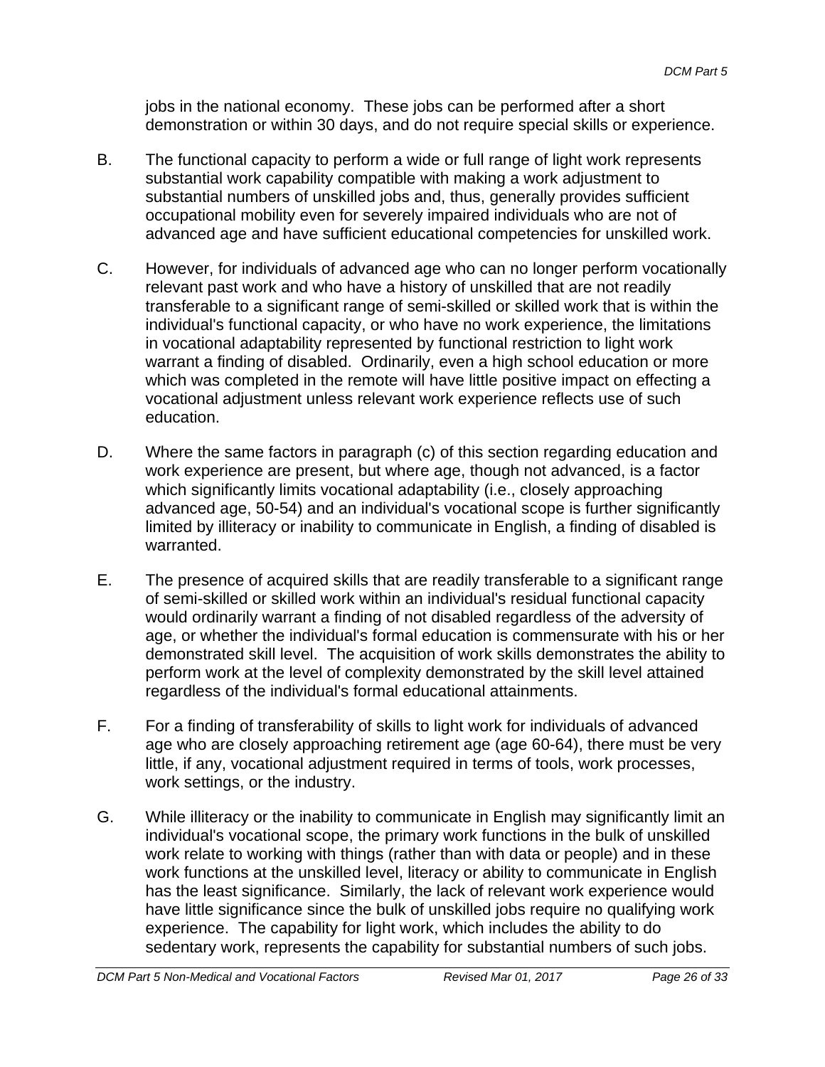jobs in the national economy. These jobs can be performed after a short demonstration or within 30 days, and do not require special skills or experience.

B. The functional capacity to perform a wide or full range of light work represents substantial work capability compatible with making a work adjustment to substantial numbers of unskilled jobs and, thus, generally provides sufficient occupational mobility even for severely impaired individuals who are not of advanced age and have sufficient educational competencies for unskilled work.

C. However, for individuals of advanced age who can no longer perform vocationally relevant past work and who have a history of unskilled that are not readily transferable to a significant range of semi-skilled or skilled work that is within the individual's functional capacity, or who have no work experience, the limitations in vocational adaptability represented by functional restriction to light work warrant a finding of disabled. Ordinarily, even a high school education or more which was completed in the remote will have little positive impact on effecting a vocational adjustment unless relevant work experience reflects use of such education.

D. Where the same factors in paragraph (c) of this section regarding education and work experience are present, but where age, though not advanced, is a factor which significantly limits vocational adaptability (i.e., closely approaching advanced age, 50-54) and an individual's vocational scope is further significantly limited by illiteracy or inability to communicate in English, a finding of disabled is warranted.

E. The presence of acquired skills that are readily transferable to a significant range of semi-skilled or skilled work within an individual's residual functional capacity would ordinarily warrant a finding of not disabled regardless of the adversity of age, or whether the individual's formal education is commensurate with his or her demonstrated skill level. The acquisition of work skills demonstrates the ability to perform work at the level of complexity demonstrated by the skill level attained regardless of the individual's formal educational attainments.

F. For a finding of transferability of skills to light work for individuals of advanced age who are closely approaching retirement age (age 60-64), there must be very little, if any, vocational adjustment required in terms of tools, work processes, work settings, or the industry.

G. While illiteracy or the inability to communicate in English may significantly limit an individual's vocational scope, the primary work functions in the bulk of unskilled work relate to working with things (rather than with data or people) and in these work functions at the unskilled level, literacy or ability to communicate in English has the least significance. Similarly, the lack of relevant work experience would have little significance since the bulk of unskilled jobs require no qualifying work experience. The capability for light work, which includes the ability to do sedentary work, represents the capability for substantial numbers of such jobs.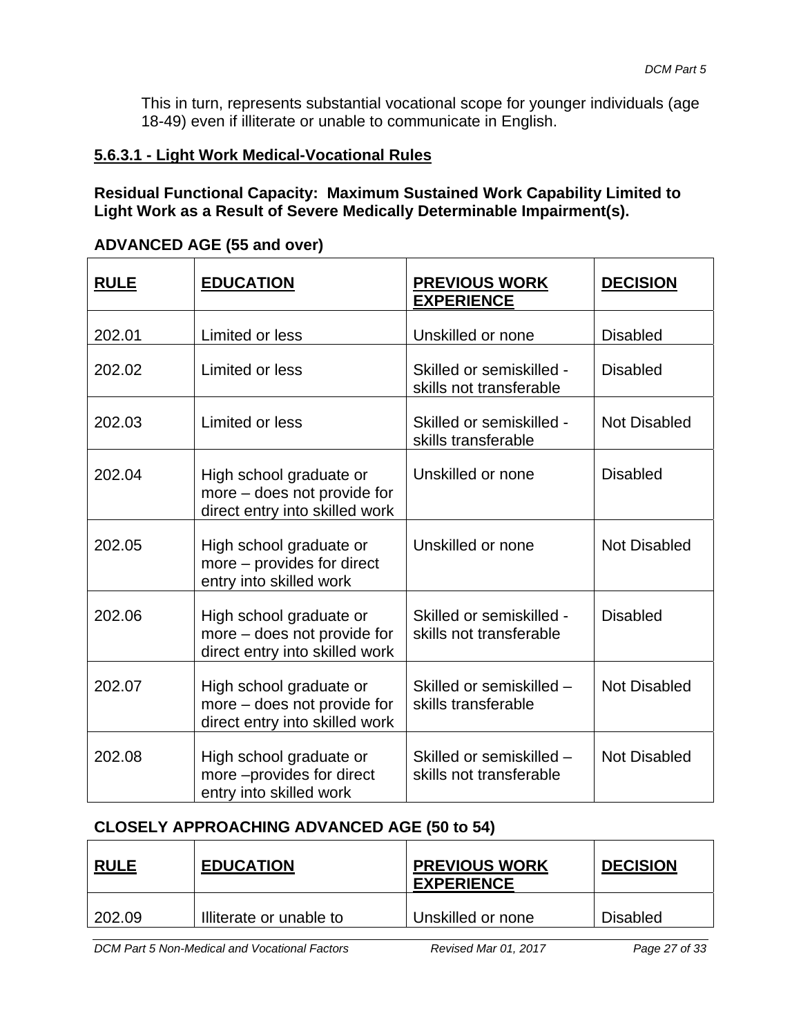This in turn, represents substantial vocational scope for younger individuals (age 18-49) even if illiterate or unable to communicate in English.

### 5.6.3.1 - Light Work Medical-Vocational Rules

**Residual Functional Capacity: Maximum Sustained Work Capability Limited to Light Work as a Result of Severe Medically Determinable Impairment(s).**

**ADVANCED AGE (55 and over)**

| RULE | EDUCATION | PREVIOUS WORK EXPERIENCE | DECISION |
|---|---|---|---|
| 202.01 | Limited or less | Unskilled or none | Disabled |
| 202.02 | Limited or less | Skilled or semiskilled - skills not transferable | Disabled |
| 202.03 | Limited or less | Skilled or semiskilled - skills transferable | Not Disabled |
| 202.04 | High school graduate or more – does not provide for direct entry into skilled work | Unskilled or none | Disabled |
| 202.05 | High school graduate or more – provides for direct entry into skilled work | Unskilled or none | Not Disabled |
| 202.06 | High school graduate or more – does not provide for direct entry into skilled work | Skilled or semiskilled - skills not transferable | Disabled |
| 202.07 | High school graduate or more – does not provide for direct entry into skilled work | Skilled or semiskilled – skills transferable | Not Disabled |
| 202.08 | High school graduate or more –provides for direct entry into skilled work | Skilled or semiskilled – skills not transferable | Not Disabled |

**CLOSELY APPROACHING ADVANCED AGE (50 to 54)**

| RULE | EDUCATION | PREVIOUS WORK EXPERIENCE | DECISION |
|---|---|---|---|
| 202.09 | Illiterate or unable to | Unskilled or none | Disabled |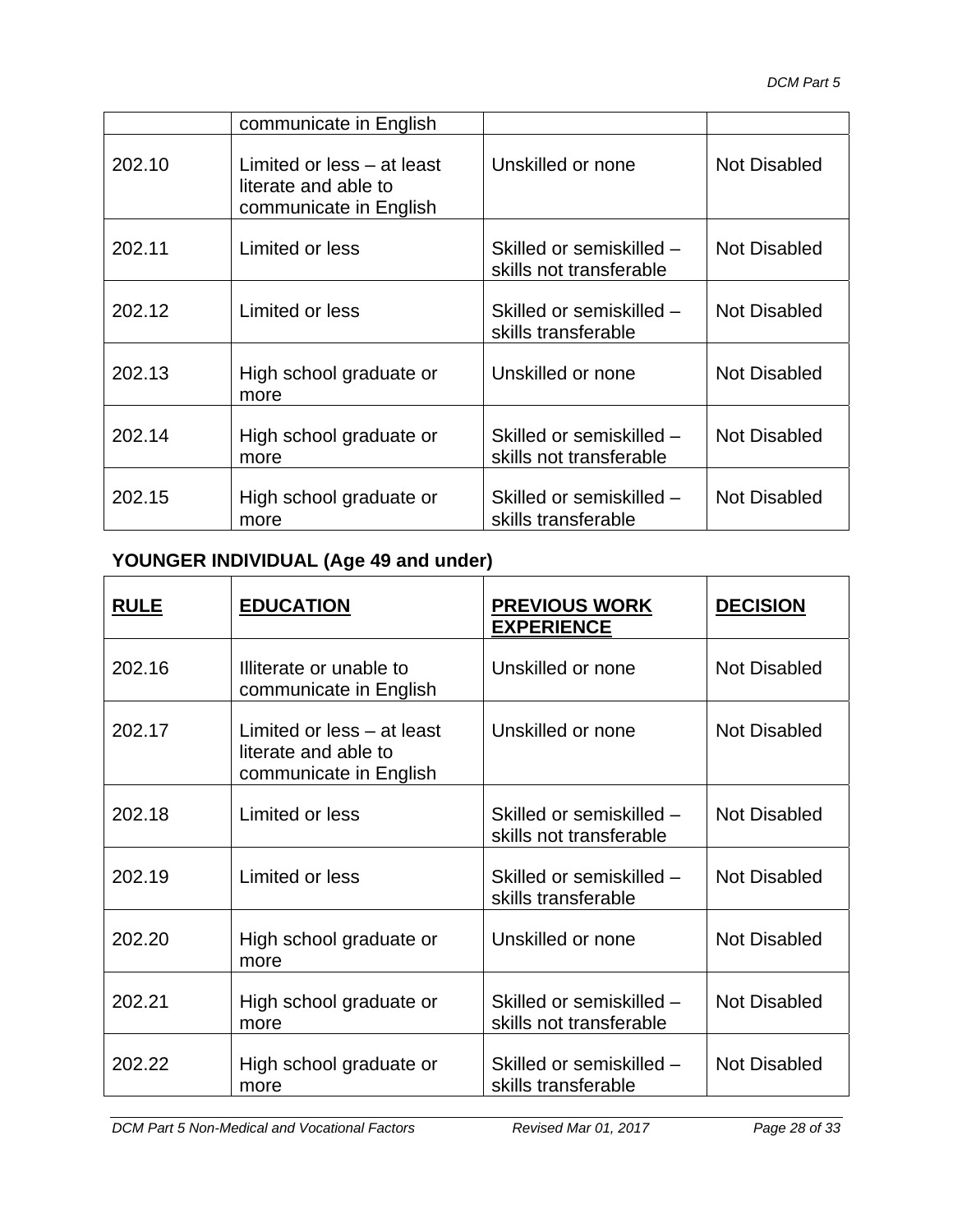| | communicate in English | | |
|---|---|---|---|
| 202.10 | Limited or less – at least literate and able to communicate in English | Unskilled or none | Not Disabled |
| 202.11 | Limited or less | Skilled or semiskilled – skills not transferable | Not Disabled |
| 202.12 | Limited or less | Skilled or semiskilled – skills transferable | Not Disabled |
| 202.13 | High school graduate or more | Unskilled or none | Not Disabled |
| 202.14 | High school graduate or more | Skilled or semiskilled – skills not transferable | Not Disabled |
| 202.15 | High school graduate or more | Skilled or semiskilled – skills transferable | Not Disabled |

**YOUNGER INDIVIDUAL (Age 49 and under)**

| **RULE** | **EDUCATION** | **PREVIOUS WORK EXPERIENCE** | **DECISION** |
|---|---|---|---|
| 202.16 | Illiterate or unable to communicate in English | Unskilled or none | Not Disabled |
| 202.17 | Limited or less – at least literate and able to communicate in English | Unskilled or none | Not Disabled |
| 202.18 | Limited or less | Skilled or semiskilled – skills not transferable | Not Disabled |
| 202.19 | Limited or less | Skilled or semiskilled – skills transferable | Not Disabled |
| 202.20 | High school graduate or more | Unskilled or none | Not Disabled |
| 202.21 | High school graduate or more | Skilled or semiskilled – skills not transferable | Not Disabled |
| 202.22 | High school graduate or more | Skilled or semiskilled – skills transferable | Not Disabled |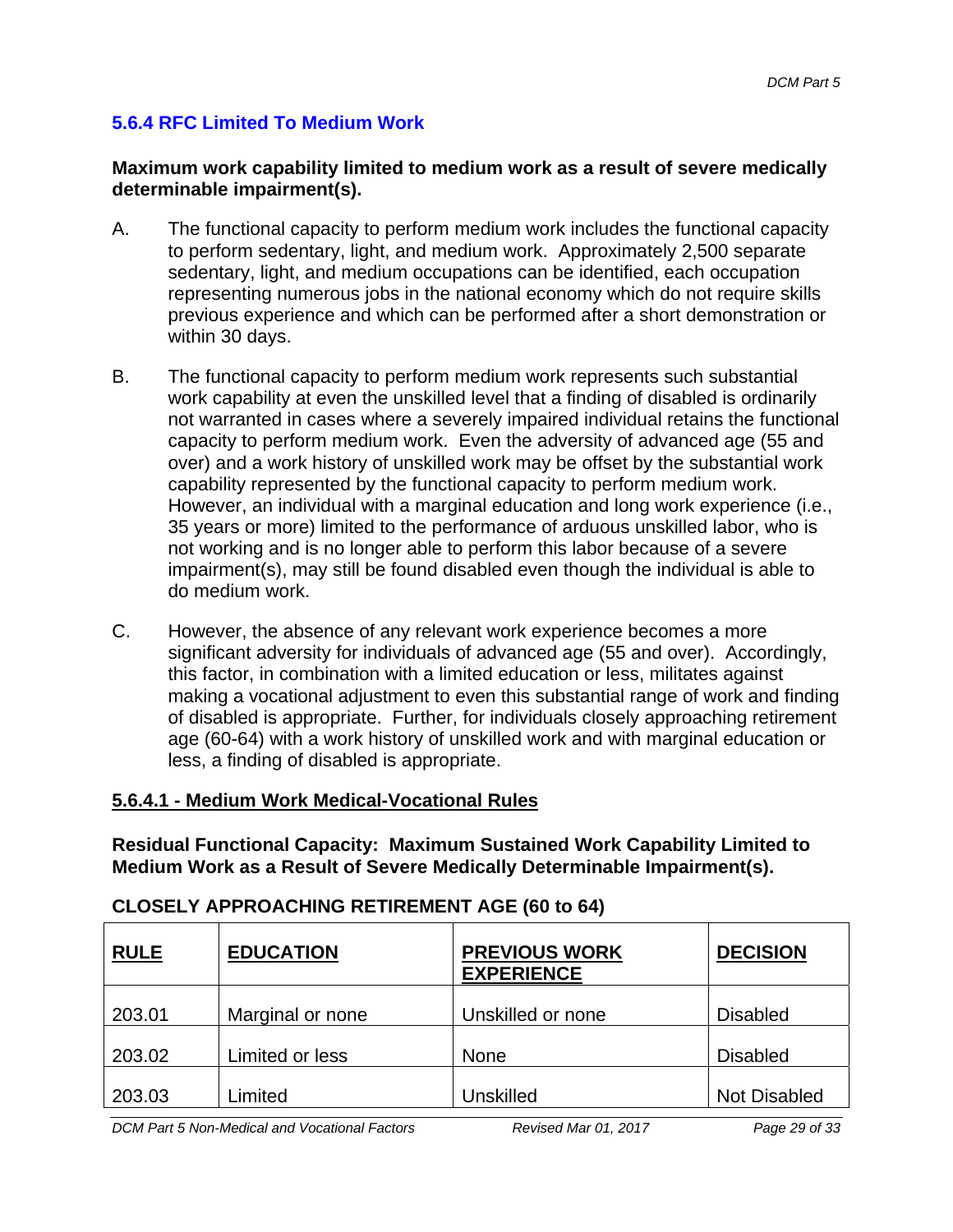### 5.6.4 RFC Limited To Medium Work

**Maximum work capability limited to medium work as a result of severe medically determinable impairment(s).**

A. The functional capacity to perform medium work includes the functional capacity to perform sedentary, light, and medium work. Approximately 2,500 separate sedentary, light, and medium occupations can be identified, each occupation representing numerous jobs in the national economy which do not require skills previous experience and which can be performed after a short demonstration or within 30 days.

B. The functional capacity to perform medium work represents such substantial work capability at even the unskilled level that a finding of disabled is ordinarily not warranted in cases where a severely impaired individual retains the functional capacity to perform medium work. Even the adversity of advanced age (55 and over) and a work history of unskilled work may be offset by the substantial work capability represented by the functional capacity to perform medium work. However, an individual with a marginal education and long work experience (i.e., 35 years or more) limited to the performance of arduous unskilled labor, who is not working and is no longer able to perform this labor because of a severe impairment(s), may still be found disabled even though the individual is able to do medium work.

C. However, the absence of any relevant work experience becomes a more significant adversity for individuals of advanced age (55 and over). Accordingly, this factor, in combination with a limited education or less, militates against making a vocational adjustment to even this substantial range of work and finding of disabled is appropriate. Further, for individuals closely approaching retirement age (60-64) with a work history of unskilled work and with marginal education or less, a finding of disabled is appropriate.

#### 5.6.4.1 - Medium Work Medical-Vocational Rules

**Residual Functional Capacity: Maximum Sustained Work Capability Limited to Medium Work as a Result of Severe Medically Determinable Impairment(s).**

**CLOSELY APPROACHING RETIREMENT AGE (60 to 64)**

| RULE | EDUCATION | PREVIOUS WORK EXPERIENCE | DECISION |
|---|---|---|---|
| 203.01 | Marginal or none | Unskilled or none | Disabled |
| 203.02 | Limited or less | None | Disabled |
| 203.03 | Limited | Unskilled | Not Disabled |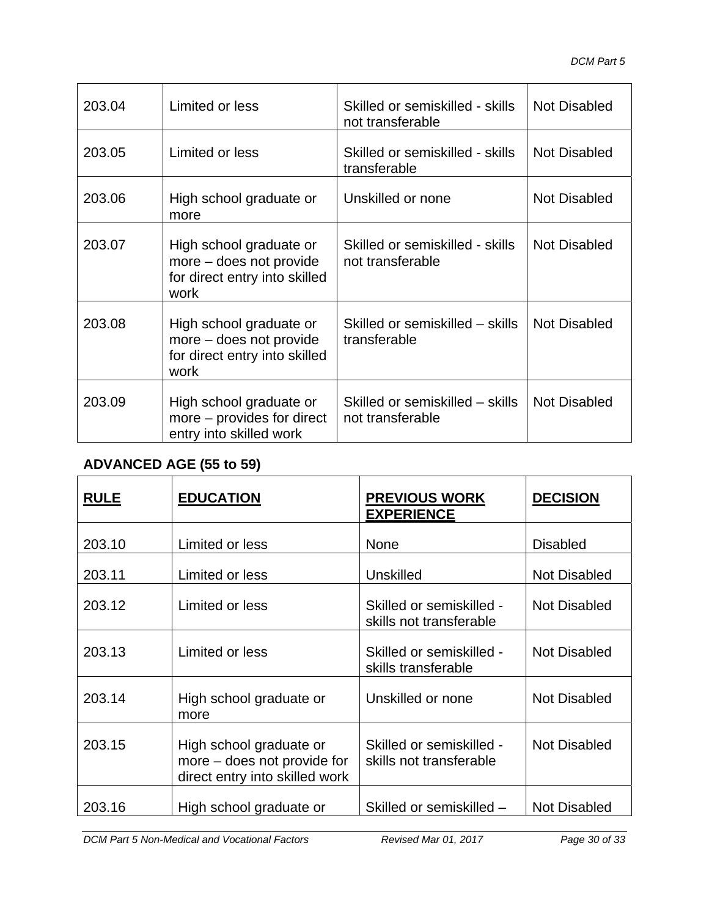| | | | |
|---|---|---|---|
| 203.04 | Limited or less | Skilled or semiskilled - skills not transferable | Not Disabled |
| 203.05 | Limited or less | Skilled or semiskilled - skills transferable | Not Disabled |
| 203.06 | High school graduate or more | Unskilled or none | Not Disabled |
| 203.07 | High school graduate or more – does not provide for direct entry into skilled work | Skilled or semiskilled - skills not transferable | Not Disabled |
| 203.08 | High school graduate or more – does not provide for direct entry into skilled work | Skilled or semiskilled – skills transferable | Not Disabled |
| 203.09 | High school graduate or more – provides for direct entry into skilled work | Skilled or semiskilled – skills not transferable | Not Disabled |

**ADVANCED AGE (55 to 59)**

| RULE | EDUCATION | PREVIOUS WORK EXPERIENCE | DECISION |
|---|---|---|---|
| 203.10 | Limited or less | None | Disabled |
| 203.11 | Limited or less | Unskilled | Not Disabled |
| 203.12 | Limited or less | Skilled or semiskilled - skills not transferable | Not Disabled |
| 203.13 | Limited or less | Skilled or semiskilled - skills transferable | Not Disabled |
| 203.14 | High school graduate or more | Unskilled or none | Not Disabled |
| 203.15 | High school graduate or more – does not provide for direct entry into skilled work | Skilled or semiskilled - skills not transferable | Not Disabled |
| 203.16 | High school graduate or | Skilled or semiskilled – | Not Disabled |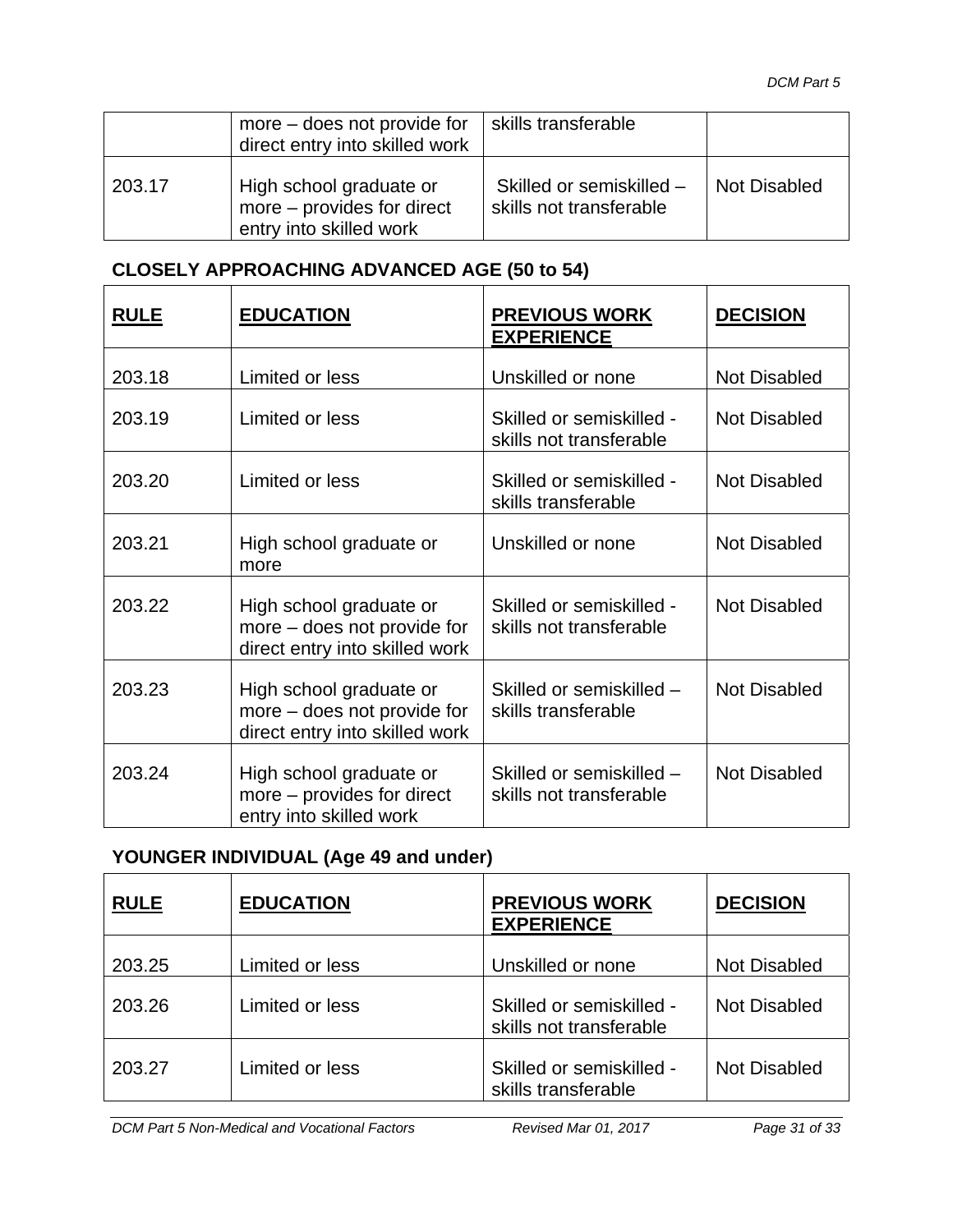| | more – does not provide for direct entry into skilled work | skills transferable | |
|---|---|---|---|
| 203.17 | High school graduate or more – provides for direct entry into skilled work | Skilled or semiskilled – skills not transferable | Not Disabled |

**CLOSELY APPROACHING ADVANCED AGE (50 to 54)**

| RULE | EDUCATION | PREVIOUS WORK EXPERIENCE | DECISION |
|---|---|---|---|
| 203.18 | Limited or less | Unskilled or none | Not Disabled |
| 203.19 | Limited or less | Skilled or semiskilled - skills not transferable | Not Disabled |
| 203.20 | Limited or less | Skilled or semiskilled - skills transferable | Not Disabled |
| 203.21 | High school graduate or more | Unskilled or none | Not Disabled |
| 203.22 | High school graduate or more – does not provide for direct entry into skilled work | Skilled or semiskilled - skills not transferable | Not Disabled |
| 203.23 | High school graduate or more – does not provide for direct entry into skilled work | Skilled or semiskilled – skills transferable | Not Disabled |
| 203.24 | High school graduate or more – provides for direct entry into skilled work | Skilled or semiskilled – skills not transferable | Not Disabled |

**YOUNGER INDIVIDUAL (Age 49 and under)**

| RULE | EDUCATION | PREVIOUS WORK EXPERIENCE | DECISION |
|---|---|---|---|
| 203.25 | Limited or less | Unskilled or none | Not Disabled |
| 203.26 | Limited or less | Skilled or semiskilled - skills not transferable | Not Disabled |
| 203.27 | Limited or less | Skilled or semiskilled - skills transferable | Not Disabled |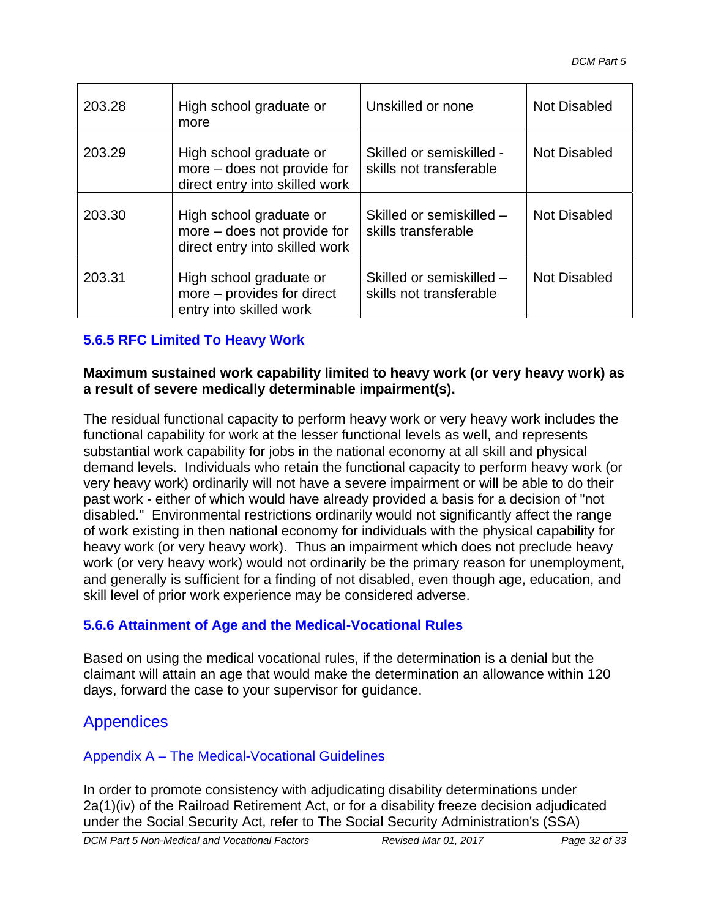| 203.28 | High school graduate or more | Unskilled or none | Not Disabled |
|---|---|---|---|
| 203.29 | High school graduate or more – does not provide for direct entry into skilled work | Skilled or semiskilled - skills not transferable | Not Disabled |
| 203.30 | High school graduate or more – does not provide for direct entry into skilled work | Skilled or semiskilled – skills transferable | Not Disabled |
| 203.31 | High school graduate or more – provides for direct entry into skilled work | Skilled or semiskilled – skills not transferable | Not Disabled |

### 5.6.5 RFC Limited To Heavy Work

**Maximum sustained work capability limited to heavy work (or very heavy work) as a result of severe medically determinable impairment(s).**

The residual functional capacity to perform heavy work or very heavy work includes the functional capability for work at the lesser functional levels as well, and represents substantial work capability for jobs in the national economy at all skill and physical demand levels. Individuals who retain the functional capacity to perform heavy work (or very heavy work) ordinarily will not have a severe impairment or will be able to do their past work - either of which would have already provided a basis for a decision of "not disabled." Environmental restrictions ordinarily would not significantly affect the range of work existing in then national economy for individuals with the physical capability for heavy work (or very heavy work). Thus an impairment which does not preclude heavy work (or very heavy work) would not ordinarily be the primary reason for unemployment, and generally is sufficient for a finding of not disabled, even though age, education, and skill level of prior work experience may be considered adverse.

### 5.6.6 Attainment of Age and the Medical-Vocational Rules

Based on using the medical vocational rules, if the determination is a denial but the claimant will attain an age that would make the determination an allowance within 120 days, forward the case to your supervisor for guidance.

## Appendices

### Appendix A – The Medical-Vocational Guidelines

In order to promote consistency with adjudicating disability determinations under 2a(1)(iv) of the Railroad Retirement Act, or for a disability freeze decision adjudicated under the Social Security Act, refer to The Social Security Administration's (SSA)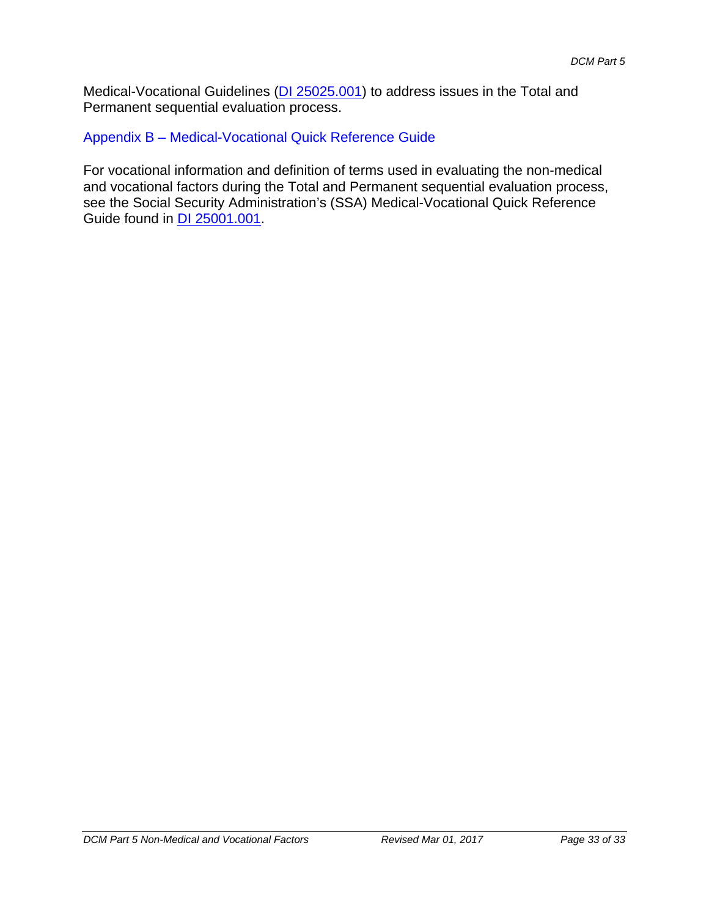Medical-Vocational Guidelines (DI 25025.001) to address issues in the Total and Permanent sequential evaluation process.

## Appendix B – Medical-Vocational Quick Reference Guide

For vocational information and definition of terms used in evaluating the non-medical and vocational factors during the Total and Permanent sequential evaluation process, see the Social Security Administration's (SSA) Medical-Vocational Quick Reference Guide found in DI 25001.001.